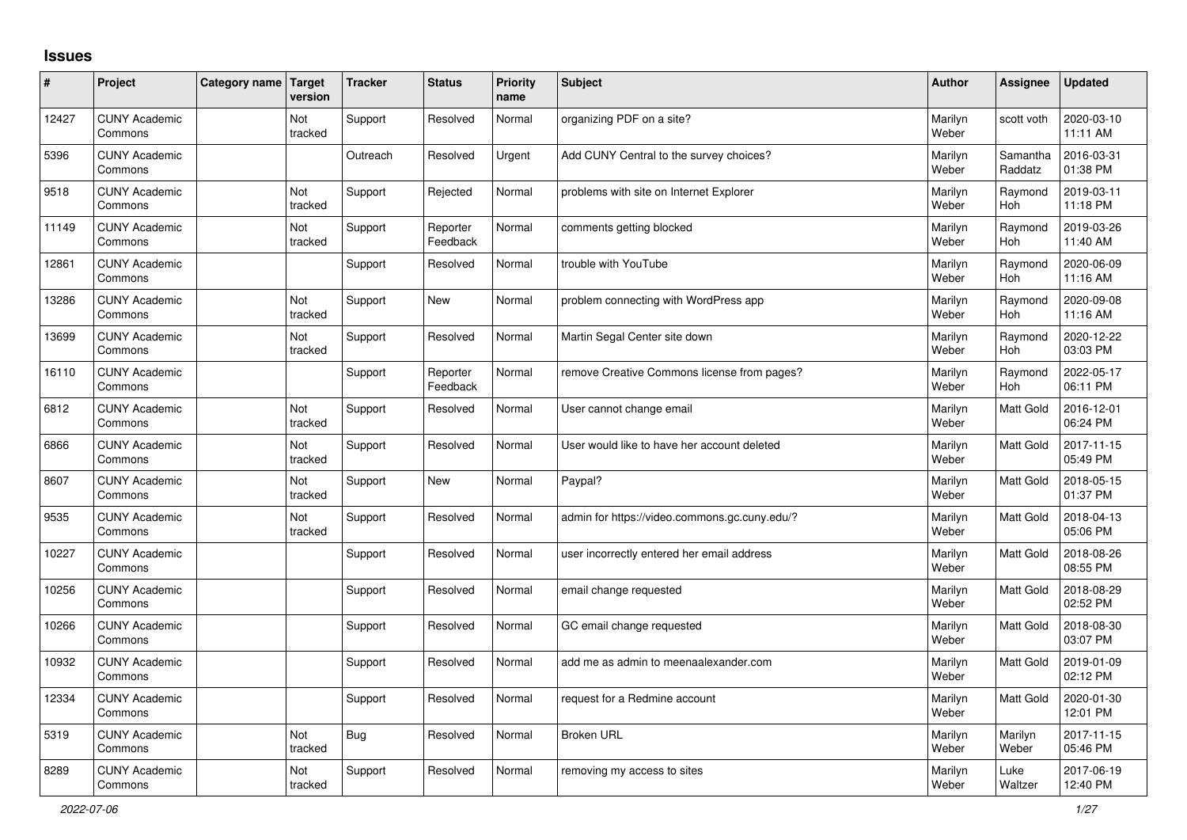# Issues

| # | Project | Category name | Target version | Tracker | Status | Priority name | Subject | Author | Assignee | Updated |
|---|---|---|---|---|---|---|---|---|---|---|
| 12427 | CUNY Academic Commons | | Not tracked | Support | Resolved | Normal | organizing PDF on a site? | Marilyn Weber | scott voth | 2020-03-10 11:11 AM |
| 5396 | CUNY Academic Commons | | | Outreach | Resolved | Urgent | Add CUNY Central to the survey choices? | Marilyn Weber | Samantha Raddatz | 2016-03-31 01:38 PM |
| 9518 | CUNY Academic Commons | | Not tracked | Support | Rejected | Normal | problems with site on Internet Explorer | Marilyn Weber | Raymond Hoh | 2019-03-11 11:18 PM |
| 11149 | CUNY Academic Commons | | Not tracked | Support | Reporter Feedback | Normal | comments getting blocked | Marilyn Weber | Raymond Hoh | 2019-03-26 11:40 AM |
| 12861 | CUNY Academic Commons | | | Support | Resolved | Normal | trouble with YouTube | Marilyn Weber | Raymond Hoh | 2020-06-09 11:16 AM |
| 13286 | CUNY Academic Commons | | Not tracked | Support | New | Normal | problem connecting with WordPress app | Marilyn Weber | Raymond Hoh | 2020-09-08 11:16 AM |
| 13699 | CUNY Academic Commons | | Not tracked | Support | Resolved | Normal | Martin Segal Center site down | Marilyn Weber | Raymond Hoh | 2020-12-22 03:03 PM |
| 16110 | CUNY Academic Commons | | | Support | Reporter Feedback | Normal | remove Creative Commons license from pages? | Marilyn Weber | Raymond Hoh | 2022-05-17 06:11 PM |
| 6812 | CUNY Academic Commons | | Not tracked | Support | Resolved | Normal | User cannot change email | Marilyn Weber | Matt Gold | 2016-12-01 06:24 PM |
| 6866 | CUNY Academic Commons | | Not tracked | Support | Resolved | Normal | User would like to have her account deleted | Marilyn Weber | Matt Gold | 2017-11-15 05:49 PM |
| 8607 | CUNY Academic Commons | | Not tracked | Support | New | Normal | Paypal? | Marilyn Weber | Matt Gold | 2018-05-15 01:37 PM |
| 9535 | CUNY Academic Commons | | Not tracked | Support | Resolved | Normal | admin for https://video.commons.gc.cuny.edu/? | Marilyn Weber | Matt Gold | 2018-04-13 05:06 PM |
| 10227 | CUNY Academic Commons | | | Support | Resolved | Normal | user incorrectly entered her email address | Marilyn Weber | Matt Gold | 2018-08-26 08:55 PM |
| 10256 | CUNY Academic Commons | | | Support | Resolved | Normal | email change requested | Marilyn Weber | Matt Gold | 2018-08-29 02:52 PM |
| 10266 | CUNY Academic Commons | | | Support | Resolved | Normal | GC email change requested | Marilyn Weber | Matt Gold | 2018-08-30 03:07 PM |
| 10932 | CUNY Academic Commons | | | Support | Resolved | Normal | add me as admin to meenaalexander.com | Marilyn Weber | Matt Gold | 2019-01-09 02:12 PM |
| 12334 | CUNY Academic Commons | | | Support | Resolved | Normal | request for a Redmine account | Marilyn Weber | Matt Gold | 2020-01-30 12:01 PM |
| 5319 | CUNY Academic Commons | | Not tracked | Bug | Resolved | Normal | Broken URL | Marilyn Weber | Marilyn Weber | 2017-11-15 05:46 PM |
| 8289 | CUNY Academic Commons | | Not tracked | Support | Resolved | Normal | removing my access to sites | Marilyn Weber | Luke Waltzer | 2017-06-19 12:40 PM |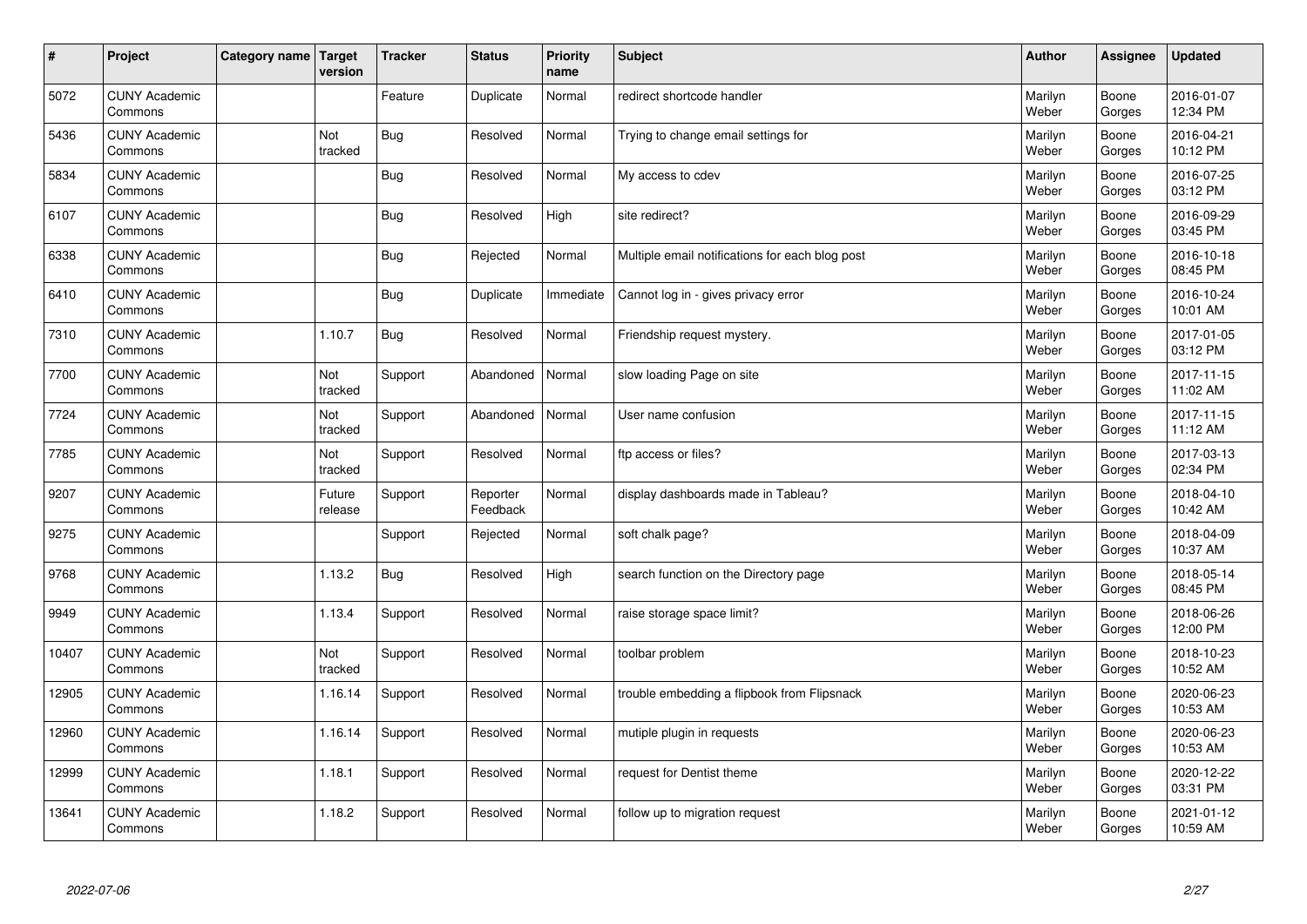| # | Project | Category name | Target version | Tracker | Status | Priority name | Subject | Author | Assignee | Updated |
|---|---|---|---|---|---|---|---|---|---|---|
| 5072 | CUNY Academic Commons | | | Feature | Duplicate | Normal | redirect shortcode handler | Marilyn Weber | Boone Gorges | 2016-01-07 12:34 PM |
| 5436 | CUNY Academic Commons | | Not tracked | Bug | Resolved | Normal | Trying to change email settings for | Marilyn Weber | Boone Gorges | 2016-04-21 10:12 PM |
| 5834 | CUNY Academic Commons | | | Bug | Resolved | Normal | My access to cdev | Marilyn Weber | Boone Gorges | 2016-07-25 03:12 PM |
| 6107 | CUNY Academic Commons | | | Bug | Resolved | High | site redirect? | Marilyn Weber | Boone Gorges | 2016-09-29 03:45 PM |
| 6338 | CUNY Academic Commons | | | Bug | Rejected | Normal | Multiple email notifications for each blog post | Marilyn Weber | Boone Gorges | 2016-10-18 08:45 PM |
| 6410 | CUNY Academic Commons | | | Bug | Duplicate | Immediate | Cannot log in - gives privacy error | Marilyn Weber | Boone Gorges | 2016-10-24 10:01 AM |
| 7310 | CUNY Academic Commons | | 1.10.7 | Bug | Resolved | Normal | Friendship request mystery. | Marilyn Weber | Boone Gorges | 2017-01-05 03:12 PM |
| 7700 | CUNY Academic Commons | | Not tracked | Support | Abandoned | Normal | slow loading Page on site | Marilyn Weber | Boone Gorges | 2017-11-15 11:02 AM |
| 7724 | CUNY Academic Commons | | Not tracked | Support | Abandoned | Normal | User name confusion | Marilyn Weber | Boone Gorges | 2017-11-15 11:12 AM |
| 7785 | CUNY Academic Commons | | Not tracked | Support | Resolved | Normal | ftp access or files? | Marilyn Weber | Boone Gorges | 2017-03-13 02:34 PM |
| 9207 | CUNY Academic Commons | | Future release | Support | Reporter Feedback | Normal | display dashboards made in Tableau? | Marilyn Weber | Boone Gorges | 2018-04-10 10:42 AM |
| 9275 | CUNY Academic Commons | | | Support | Rejected | Normal | soft chalk page? | Marilyn Weber | Boone Gorges | 2018-04-09 10:37 AM |
| 9768 | CUNY Academic Commons | | 1.13.2 | Bug | Resolved | High | search function on the Directory page | Marilyn Weber | Boone Gorges | 2018-05-14 08:45 PM |
| 9949 | CUNY Academic Commons | | 1.13.4 | Support | Resolved | Normal | raise storage space limit? | Marilyn Weber | Boone Gorges | 2018-06-26 12:00 PM |
| 10407 | CUNY Academic Commons | | Not tracked | Support | Resolved | Normal | toolbar problem | Marilyn Weber | Boone Gorges | 2018-10-23 10:52 AM |
| 12905 | CUNY Academic Commons | | 1.16.14 | Support | Resolved | Normal | trouble embedding a flipbook from Flipsnack | Marilyn Weber | Boone Gorges | 2020-06-23 10:53 AM |
| 12960 | CUNY Academic Commons | | 1.16.14 | Support | Resolved | Normal | mutiple plugin in requests | Marilyn Weber | Boone Gorges | 2020-06-23 10:53 AM |
| 12999 | CUNY Academic Commons | | 1.18.1 | Support | Resolved | Normal | request for Dentist theme | Marilyn Weber | Boone Gorges | 2020-12-22 03:31 PM |
| 13641 | CUNY Academic Commons | | 1.18.2 | Support | Resolved | Normal | follow up to migration request | Marilyn Weber | Boone Gorges | 2021-01-12 10:59 AM |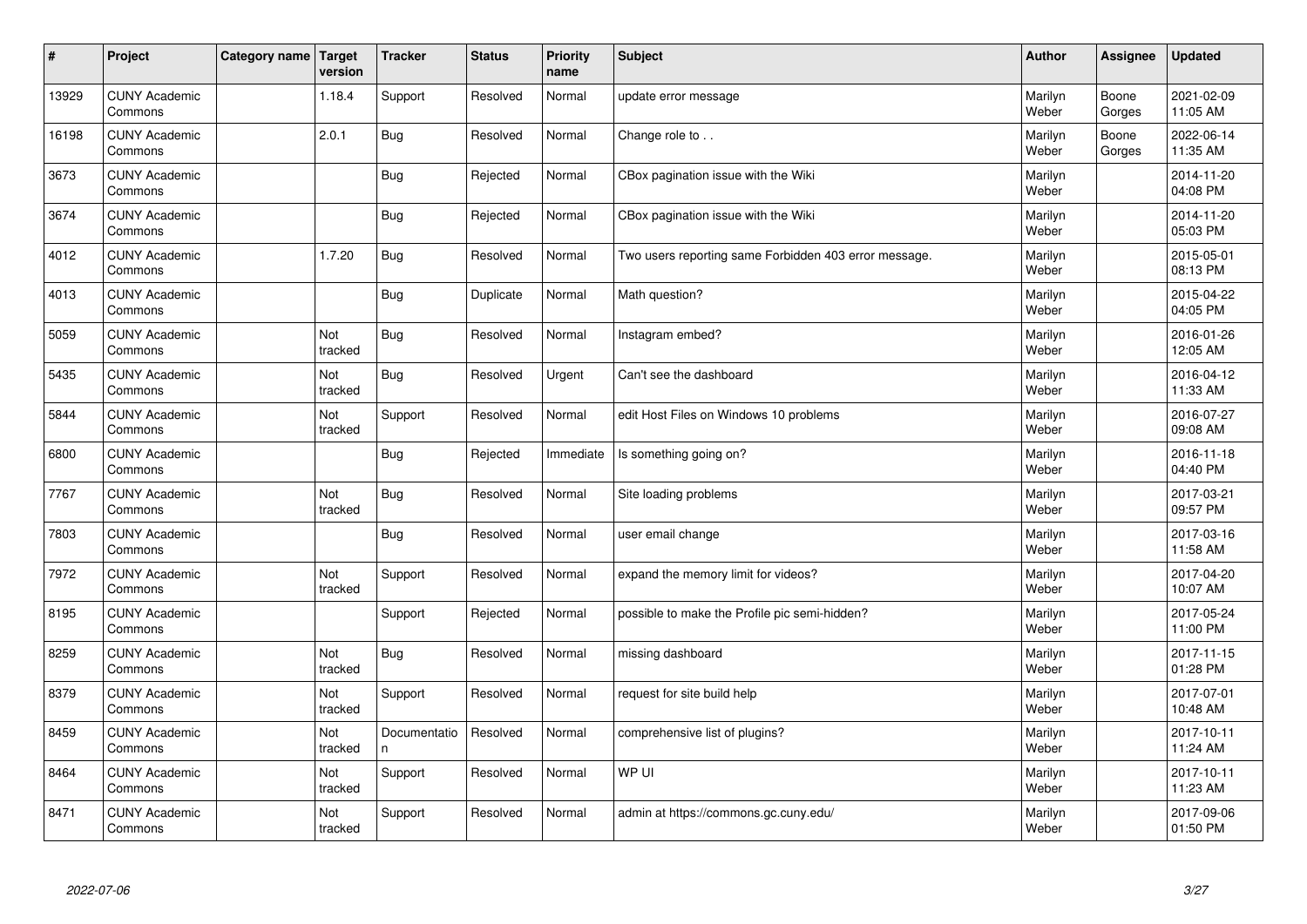| # | Project | Category name | Target version | Tracker | Status | Priority name | Subject | Author | Assignee | Updated |
|---|---|---|---|---|---|---|---|---|---|---|
| 13929 | CUNY Academic Commons | | 1.18.4 | Support | Resolved | Normal | update error message | Marilyn Weber | Boone Gorges | 2021-02-09 11:05 AM |
| 16198 | CUNY Academic Commons | | 2.0.1 | Bug | Resolved | Normal | Change role to . . | Marilyn Weber | Boone Gorges | 2022-06-14 11:35 AM |
| 3673 | CUNY Academic Commons | | | Bug | Rejected | Normal | CBox pagination issue with the Wiki | Marilyn Weber | | 2014-11-20 04:08 PM |
| 3674 | CUNY Academic Commons | | | Bug | Rejected | Normal | CBox pagination issue with the Wiki | Marilyn Weber | | 2014-11-20 05:03 PM |
| 4012 | CUNY Academic Commons | | 1.7.20 | Bug | Resolved | Normal | Two users reporting same Forbidden 403 error message. | Marilyn Weber | | 2015-05-01 08:13 PM |
| 4013 | CUNY Academic Commons | | | Bug | Duplicate | Normal | Math question? | Marilyn Weber | | 2015-04-22 04:05 PM |
| 5059 | CUNY Academic Commons | | Not tracked | Bug | Resolved | Normal | Instagram embed? | Marilyn Weber | | 2016-01-26 12:05 AM |
| 5435 | CUNY Academic Commons | | Not tracked | Bug | Resolved | Urgent | Can't see the dashboard | Marilyn Weber | | 2016-04-12 11:33 AM |
| 5844 | CUNY Academic Commons | | Not tracked | Support | Resolved | Normal | edit Host Files on Windows 10 problems | Marilyn Weber | | 2016-07-27 09:08 AM |
| 6800 | CUNY Academic Commons | | | Bug | Rejected | Immediate | Is something going on? | Marilyn Weber | | 2016-11-18 04:40 PM |
| 7767 | CUNY Academic Commons | | Not tracked | Bug | Resolved | Normal | Site loading problems | Marilyn Weber | | 2017-03-21 09:57 PM |
| 7803 | CUNY Academic Commons | | | Bug | Resolved | Normal | user email change | Marilyn Weber | | 2017-03-16 11:58 AM |
| 7972 | CUNY Academic Commons | | Not tracked | Support | Resolved | Normal | expand the memory limit for videos? | Marilyn Weber | | 2017-04-20 10:07 AM |
| 8195 | CUNY Academic Commons | | | Support | Rejected | Normal | possible to make the Profile pic semi-hidden? | Marilyn Weber | | 2017-05-24 11:00 PM |
| 8259 | CUNY Academic Commons | | Not tracked | Bug | Resolved | Normal | missing dashboard | Marilyn Weber | | 2017-11-15 01:28 PM |
| 8379 | CUNY Academic Commons | | Not tracked | Support | Resolved | Normal | request for site build help | Marilyn Weber | | 2017-07-01 10:48 AM |
| 8459 | CUNY Academic Commons | | Not tracked | Documentation | Resolved | Normal | comprehensive list of plugins? | Marilyn Weber | | 2017-10-11 11:24 AM |
| 8464 | CUNY Academic Commons | | Not tracked | Support | Resolved | Normal | WP UI | Marilyn Weber | | 2017-10-11 11:23 AM |
| 8471 | CUNY Academic Commons | | Not tracked | Support | Resolved | Normal | admin at https://commons.gc.cuny.edu/ | Marilyn Weber | | 2017-09-06 01:50 PM |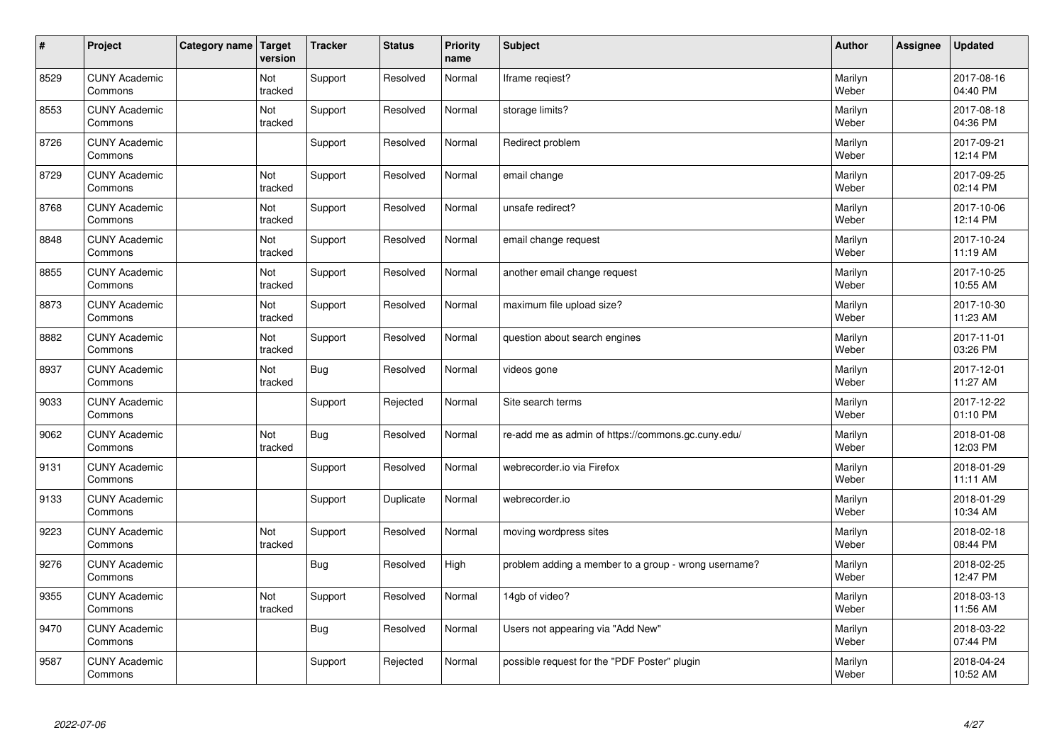| # | Project | Category name | Target version | Tracker | Status | Priority name | Subject | Author | Assignee | Updated |
|---|---|---|---|---|---|---|---|---|---|---|
| 8529 | CUNY Academic Commons | | Not tracked | Support | Resolved | Normal | Iframe reqiest? | Marilyn Weber | | 2017-08-16 04:40 PM |
| 8553 | CUNY Academic Commons | | Not tracked | Support | Resolved | Normal | storage limits? | Marilyn Weber | | 2017-08-18 04:36 PM |
| 8726 | CUNY Academic Commons | | | Support | Resolved | Normal | Redirect problem | Marilyn Weber | | 2017-09-21 12:14 PM |
| 8729 | CUNY Academic Commons | | Not tracked | Support | Resolved | Normal | email change | Marilyn Weber | | 2017-09-25 02:14 PM |
| 8768 | CUNY Academic Commons | | Not tracked | Support | Resolved | Normal | unsafe redirect? | Marilyn Weber | | 2017-10-06 12:14 PM |
| 8848 | CUNY Academic Commons | | Not tracked | Support | Resolved | Normal | email change request | Marilyn Weber | | 2017-10-24 11:19 AM |
| 8855 | CUNY Academic Commons | | Not tracked | Support | Resolved | Normal | another email change request | Marilyn Weber | | 2017-10-25 10:55 AM |
| 8873 | CUNY Academic Commons | | Not tracked | Support | Resolved | Normal | maximum file upload size? | Marilyn Weber | | 2017-10-30 11:23 AM |
| 8882 | CUNY Academic Commons | | Not tracked | Support | Resolved | Normal | question about search engines | Marilyn Weber | | 2017-11-01 03:26 PM |
| 8937 | CUNY Academic Commons | | Not tracked | Bug | Resolved | Normal | videos gone | Marilyn Weber | | 2017-12-01 11:27 AM |
| 9033 | CUNY Academic Commons | | | Support | Rejected | Normal | Site search terms | Marilyn Weber | | 2017-12-22 01:10 PM |
| 9062 | CUNY Academic Commons | | Not tracked | Bug | Resolved | Normal | re-add me as admin of https://commons.gc.cuny.edu/ | Marilyn Weber | | 2018-01-08 12:03 PM |
| 9131 | CUNY Academic Commons | | | Support | Resolved | Normal | webrecorder.io via Firefox | Marilyn Weber | | 2018-01-29 11:11 AM |
| 9133 | CUNY Academic Commons | | | Support | Duplicate | Normal | webrecorder.io | Marilyn Weber | | 2018-01-29 10:34 AM |
| 9223 | CUNY Academic Commons | | Not tracked | Support | Resolved | Normal | moving wordpress sites | Marilyn Weber | | 2018-02-18 08:44 PM |
| 9276 | CUNY Academic Commons | | | Bug | Resolved | High | problem adding a member to a group - wrong username? | Marilyn Weber | | 2018-02-25 12:47 PM |
| 9355 | CUNY Academic Commons | | Not tracked | Support | Resolved | Normal | 14gb of video? | Marilyn Weber | | 2018-03-13 11:56 AM |
| 9470 | CUNY Academic Commons | | | Bug | Resolved | Normal | Users not appearing via "Add New" | Marilyn Weber | | 2018-03-22 07:44 PM |
| 9587 | CUNY Academic Commons | | | Support | Rejected | Normal | possible request for the "PDF Poster" plugin | Marilyn Weber | | 2018-04-24 10:52 AM |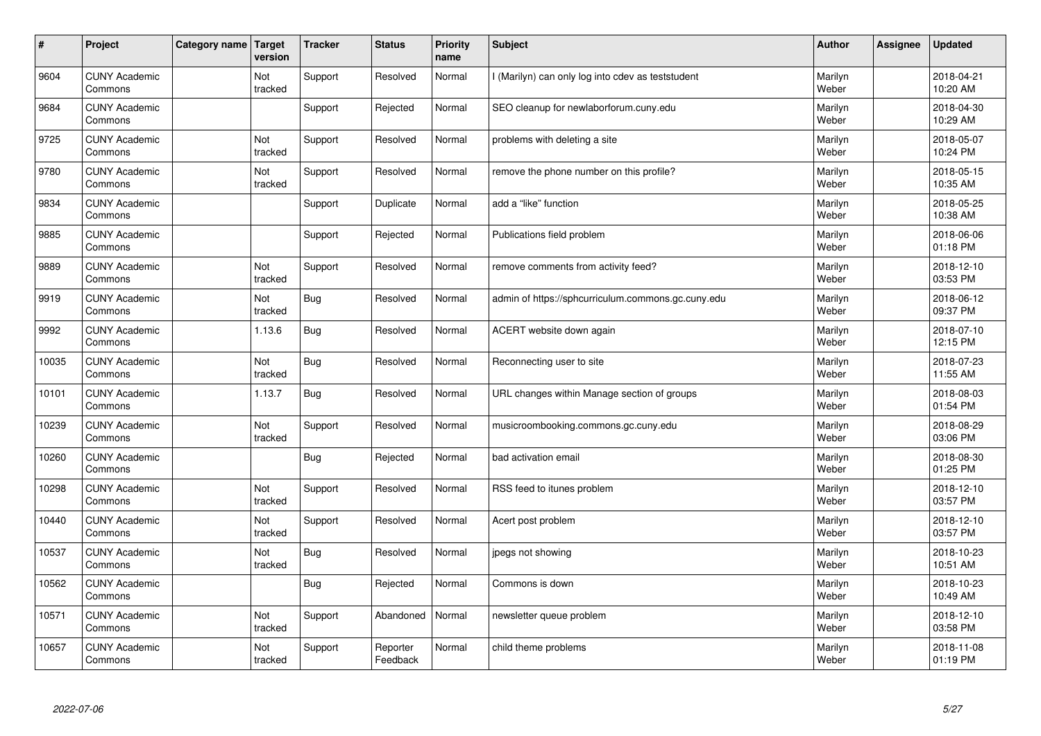| # | Project | Category name | Target version | Tracker | Status | Priority name | Subject | Author | Assignee | Updated |
|---|---|---|---|---|---|---|---|---|---|---|
| 9604 | CUNY Academic Commons | | Not tracked | Support | Resolved | Normal | I (Marilyn) can only log into cdev as teststudent | Marilyn Weber | | 2018-04-21 10:20 AM |
| 9684 | CUNY Academic Commons | | | Support | Rejected | Normal | SEO cleanup for newlaborforum.cuny.edu | Marilyn Weber | | 2018-04-30 10:29 AM |
| 9725 | CUNY Academic Commons | | Not tracked | Support | Resolved | Normal | problems with deleting a site | Marilyn Weber | | 2018-05-07 10:24 PM |
| 9780 | CUNY Academic Commons | | Not tracked | Support | Resolved | Normal | remove the phone number on this profile? | Marilyn Weber | | 2018-05-15 10:35 AM |
| 9834 | CUNY Academic Commons | | | Support | Duplicate | Normal | add a "like" function | Marilyn Weber | | 2018-05-25 10:38 AM |
| 9885 | CUNY Academic Commons | | | Support | Rejected | Normal | Publications field problem | Marilyn Weber | | 2018-06-06 01:18 PM |
| 9889 | CUNY Academic Commons | | Not tracked | Support | Resolved | Normal | remove comments from activity feed? | Marilyn Weber | | 2018-12-10 03:53 PM |
| 9919 | CUNY Academic Commons | | Not tracked | Bug | Resolved | Normal | admin of https://sphcurriculum.commons.gc.cuny.edu | Marilyn Weber | | 2018-06-12 09:37 PM |
| 9992 | CUNY Academic Commons | | 1.13.6 | Bug | Resolved | Normal | ACERT website down again | Marilyn Weber | | 2018-07-10 12:15 PM |
| 10035 | CUNY Academic Commons | | Not tracked | Bug | Resolved | Normal | Reconnecting user to site | Marilyn Weber | | 2018-07-23 11:55 AM |
| 10101 | CUNY Academic Commons | | 1.13.7 | Bug | Resolved | Normal | URL changes within Manage section of groups | Marilyn Weber | | 2018-08-03 01:54 PM |
| 10239 | CUNY Academic Commons | | Not tracked | Support | Resolved | Normal | musicroombooking.commons.gc.cuny.edu | Marilyn Weber | | 2018-08-29 03:06 PM |
| 10260 | CUNY Academic Commons | | | Bug | Rejected | Normal | bad activation email | Marilyn Weber | | 2018-08-30 01:25 PM |
| 10298 | CUNY Academic Commons | | Not tracked | Support | Resolved | Normal | RSS feed to itunes problem | Marilyn Weber | | 2018-12-10 03:57 PM |
| 10440 | CUNY Academic Commons | | Not tracked | Support | Resolved | Normal | Acert post problem | Marilyn Weber | | 2018-12-10 03:57 PM |
| 10537 | CUNY Academic Commons | | Not tracked | Bug | Resolved | Normal | jpegs not showing | Marilyn Weber | | 2018-10-23 10:51 AM |
| 10562 | CUNY Academic Commons | | | Bug | Rejected | Normal | Commons is down | Marilyn Weber | | 2018-10-23 10:49 AM |
| 10571 | CUNY Academic Commons | | Not tracked | Support | Abandoned | Normal | newsletter queue problem | Marilyn Weber | | 2018-12-10 03:58 PM |
| 10657 | CUNY Academic Commons | | Not tracked | Support | Reporter Feedback | Normal | child theme problems | Marilyn Weber | | 2018-11-08 01:19 PM |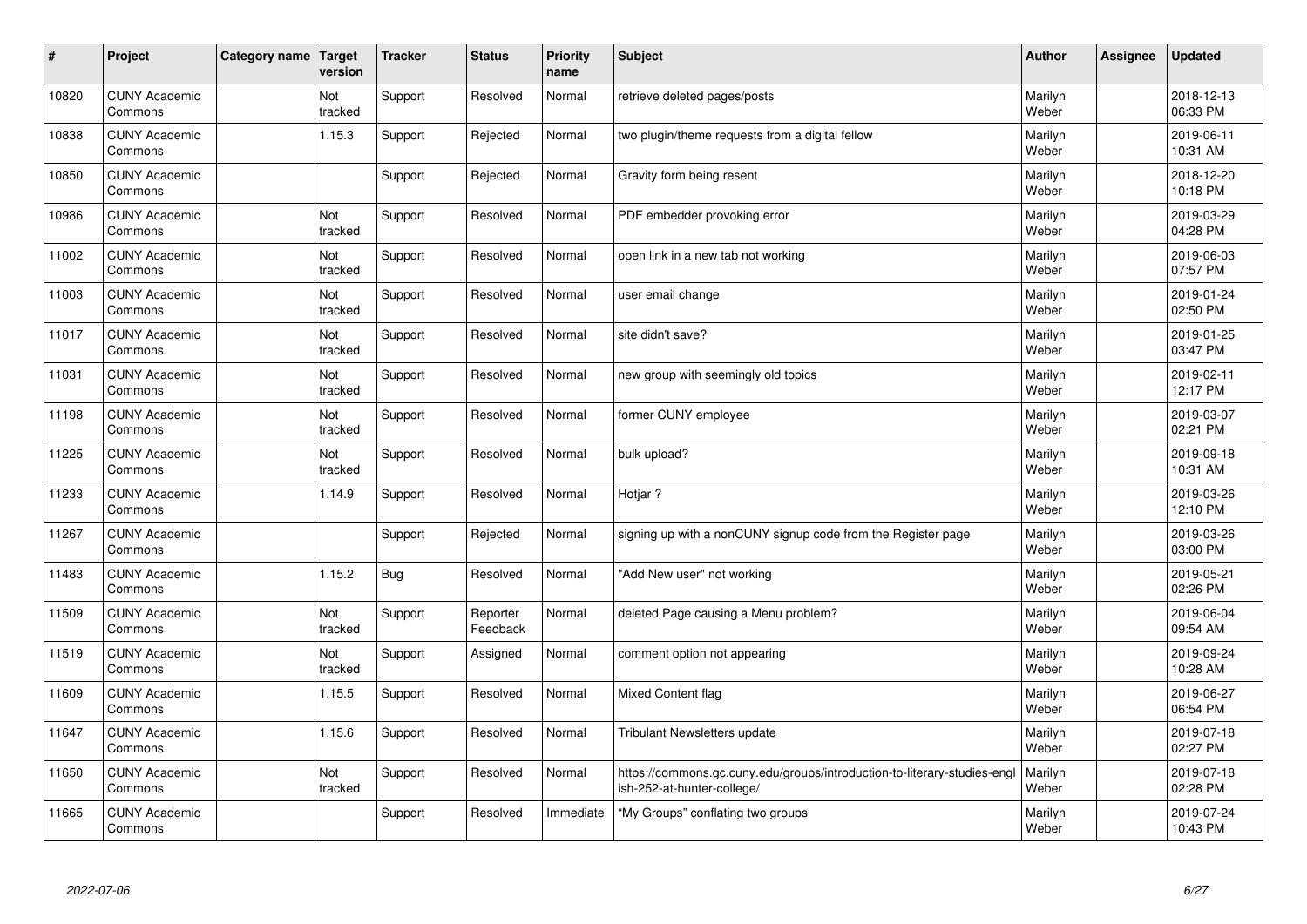| # | Project | Category name | Target version | Tracker | Status | Priority name | Subject | Author | Assignee | Updated |
|---|---|---|---|---|---|---|---|---|---|---|
| 10820 | CUNY Academic Commons | | Not tracked | Support | Resolved | Normal | retrieve deleted pages/posts | Marilyn Weber | | 2018-12-13 06:33 PM |
| 10838 | CUNY Academic Commons | | 1.15.3 | Support | Rejected | Normal | two plugin/theme requests from a digital fellow | Marilyn Weber | | 2019-06-11 10:31 AM |
| 10850 | CUNY Academic Commons | | | Support | Rejected | Normal | Gravity form being resent | Marilyn Weber | | 2018-12-20 10:18 PM |
| 10986 | CUNY Academic Commons | | Not tracked | Support | Resolved | Normal | PDF embedder provoking error | Marilyn Weber | | 2019-03-29 04:28 PM |
| 11002 | CUNY Academic Commons | | Not tracked | Support | Resolved | Normal | open link in a new tab not working | Marilyn Weber | | 2019-06-03 07:57 PM |
| 11003 | CUNY Academic Commons | | Not tracked | Support | Resolved | Normal | user email change | Marilyn Weber | | 2019-01-24 02:50 PM |
| 11017 | CUNY Academic Commons | | Not tracked | Support | Resolved | Normal | site didn't save? | Marilyn Weber | | 2019-01-25 03:47 PM |
| 11031 | CUNY Academic Commons | | Not tracked | Support | Resolved | Normal | new group with seemingly old topics | Marilyn Weber | | 2019-02-11 12:17 PM |
| 11198 | CUNY Academic Commons | | Not tracked | Support | Resolved | Normal | former CUNY employee | Marilyn Weber | | 2019-03-07 02:21 PM |
| 11225 | CUNY Academic Commons | | Not tracked | Support | Resolved | Normal | bulk upload? | Marilyn Weber | | 2019-09-18 10:31 AM |
| 11233 | CUNY Academic Commons | | 1.14.9 | Support | Resolved | Normal | Hotjar ? | Marilyn Weber | | 2019-03-26 12:10 PM |
| 11267 | CUNY Academic Commons | | | Support | Rejected | Normal | signing up with a nonCUNY signup code from the Register page | Marilyn Weber | | 2019-03-26 03:00 PM |
| 11483 | CUNY Academic Commons | | 1.15.2 | Bug | Resolved | Normal | "Add New user" not working | Marilyn Weber | | 2019-05-21 02:26 PM |
| 11509 | CUNY Academic Commons | | Not tracked | Support | Reporter Feedback | Normal | deleted Page causing a Menu problem? | Marilyn Weber | | 2019-06-04 09:54 AM |
| 11519 | CUNY Academic Commons | | Not tracked | Support | Assigned | Normal | comment option not appearing | Marilyn Weber | | 2019-09-24 10:28 AM |
| 11609 | CUNY Academic Commons | | 1.15.5 | Support | Resolved | Normal | Mixed Content flag | Marilyn Weber | | 2019-06-27 06:54 PM |
| 11647 | CUNY Academic Commons | | 1.15.6 | Support | Resolved | Normal | Tribulant Newsletters update | Marilyn Weber | | 2019-07-18 02:27 PM |
| 11650 | CUNY Academic Commons | | Not tracked | Support | Resolved | Normal | https://commons.gc.cuny.edu/groups/introduction-to-literary-studies-english-252-at-hunter-college/ | Marilyn Weber | | 2019-07-18 02:28 PM |
| 11665 | CUNY Academic Commons | | | Support | Resolved | Immediate | "My Groups" conflating two groups | Marilyn Weber | | 2019-07-24 10:43 PM |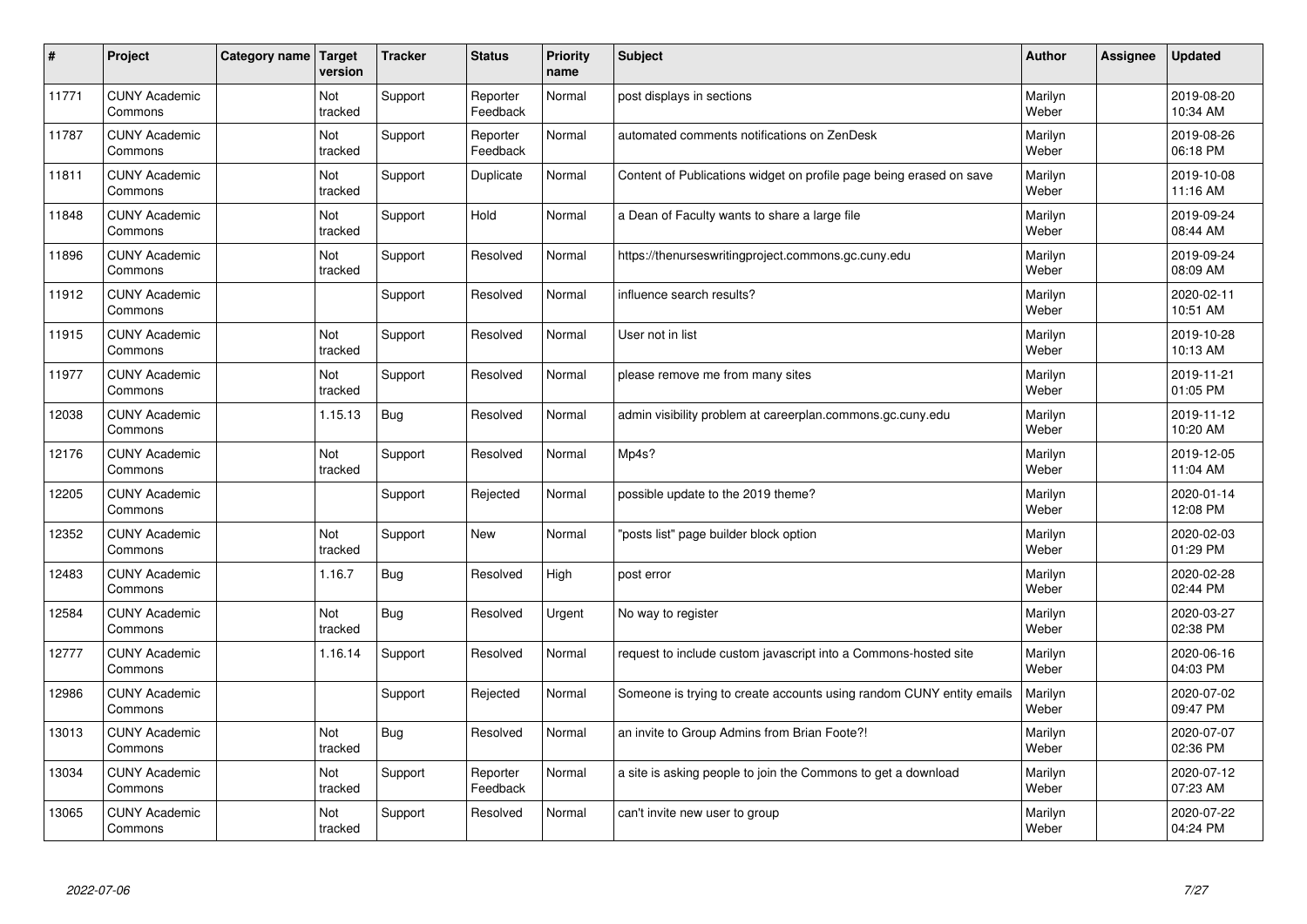| # | Project | Category name | Target version | Tracker | Status | Priority name | Subject | Author | Assignee | Updated |
|---|---|---|---|---|---|---|---|---|---|---|
| 11771 | CUNY Academic Commons | | Not tracked | Support | Reporter Feedback | Normal | post displays in sections | Marilyn Weber | | 2019-08-20 10:34 AM |
| 11787 | CUNY Academic Commons | | Not tracked | Support | Reporter Feedback | Normal | automated comments notifications on ZenDesk | Marilyn Weber | | 2019-08-26 06:18 PM |
| 11811 | CUNY Academic Commons | | Not tracked | Support | Duplicate | Normal | Content of Publications widget on profile page being erased on save | Marilyn Weber | | 2019-10-08 11:16 AM |
| 11848 | CUNY Academic Commons | | Not tracked | Support | Hold | Normal | a Dean of Faculty wants to share a large file | Marilyn Weber | | 2019-09-24 08:44 AM |
| 11896 | CUNY Academic Commons | | Not tracked | Support | Resolved | Normal | https://thenurseswritingproject.commons.gc.cuny.edu | Marilyn Weber | | 2019-09-24 08:09 AM |
| 11912 | CUNY Academic Commons | | | Support | Resolved | Normal | influence search results? | Marilyn Weber | | 2020-02-11 10:51 AM |
| 11915 | CUNY Academic Commons | | Not tracked | Support | Resolved | Normal | User not in list | Marilyn Weber | | 2019-10-28 10:13 AM |
| 11977 | CUNY Academic Commons | | Not tracked | Support | Resolved | Normal | please remove me from many sites | Marilyn Weber | | 2019-11-21 01:05 PM |
| 12038 | CUNY Academic Commons | | 1.15.13 | Bug | Resolved | Normal | admin visibility problem at careerplan.commons.gc.cuny.edu | Marilyn Weber | | 2019-11-12 10:20 AM |
| 12176 | CUNY Academic Commons | | Not tracked | Support | Resolved | Normal | Mp4s? | Marilyn Weber | | 2019-12-05 11:04 AM |
| 12205 | CUNY Academic Commons | | | Support | Rejected | Normal | possible update to the 2019 theme? | Marilyn Weber | | 2020-01-14 12:08 PM |
| 12352 | CUNY Academic Commons | | Not tracked | Support | New | Normal | "posts list" page builder block option | Marilyn Weber | | 2020-02-03 01:29 PM |
| 12483 | CUNY Academic Commons | | 1.16.7 | Bug | Resolved | High | post error | Marilyn Weber | | 2020-02-28 02:44 PM |
| 12584 | CUNY Academic Commons | | Not tracked | Bug | Resolved | Urgent | No way to register | Marilyn Weber | | 2020-03-27 02:38 PM |
| 12777 | CUNY Academic Commons | | 1.16.14 | Support | Resolved | Normal | request to include custom javascript into a Commons-hosted site | Marilyn Weber | | 2020-06-16 04:03 PM |
| 12986 | CUNY Academic Commons | | | Support | Rejected | Normal | Someone is trying to create accounts using random CUNY entity emails | Marilyn Weber | | 2020-07-02 09:47 PM |
| 13013 | CUNY Academic Commons | | Not tracked | Bug | Resolved | Normal | an invite to Group Admins from Brian Foote?! | Marilyn Weber | | 2020-07-07 02:36 PM |
| 13034 | CUNY Academic Commons | | Not tracked | Support | Reporter Feedback | Normal | a site is asking people to join the Commons to get a download | Marilyn Weber | | 2020-07-12 07:23 AM |
| 13065 | CUNY Academic Commons | | Not tracked | Support | Resolved | Normal | can't invite new user to group | Marilyn Weber | | 2020-07-22 04:24 PM |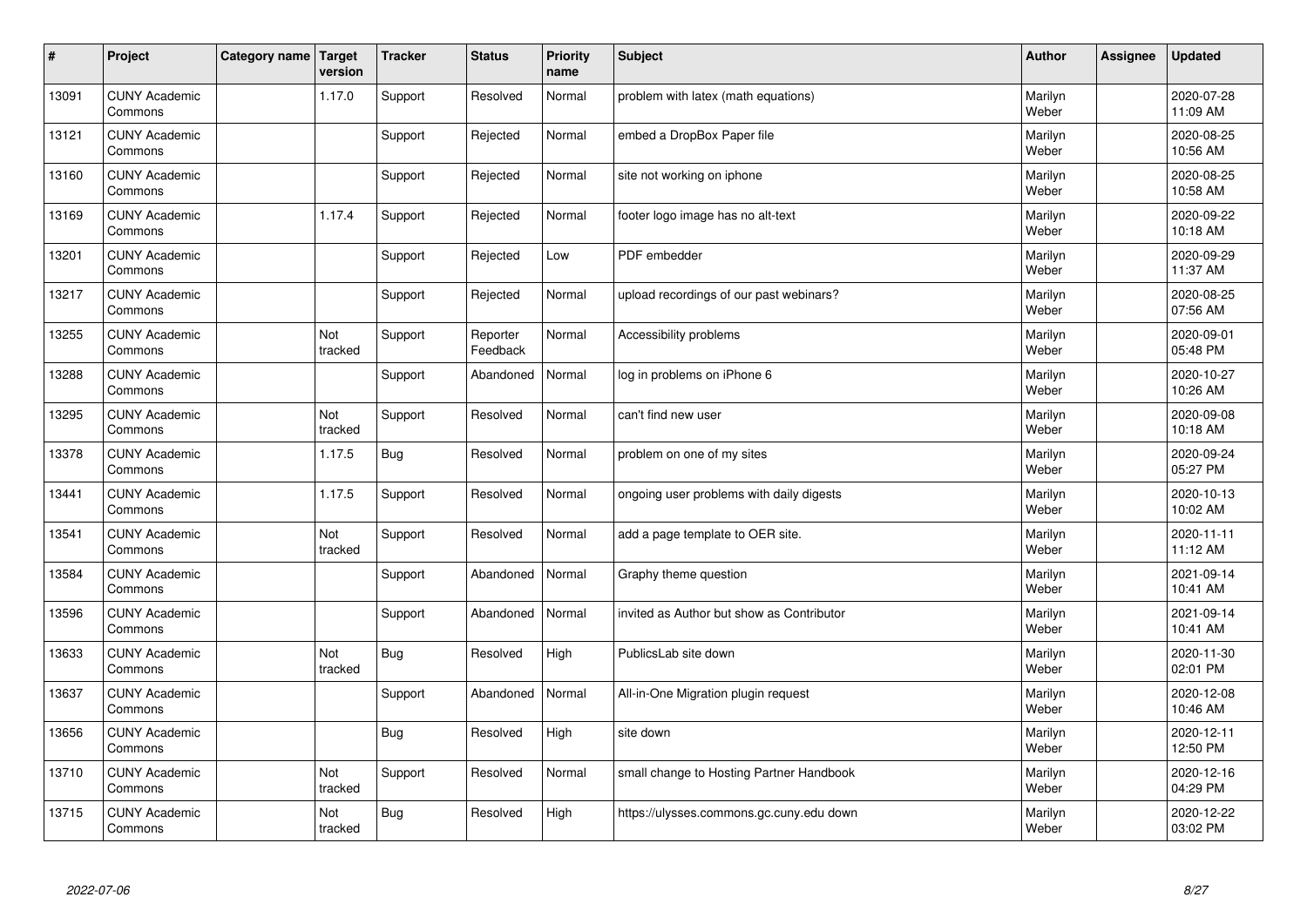| # | Project | Category name | Target version | Tracker | Status | Priority name | Subject | Author | Assignee | Updated |
|---|---|---|---|---|---|---|---|---|---|---|
| 13091 | CUNY Academic Commons | | 1.17.0 | Support | Resolved | Normal | problem with latex (math equations) | Marilyn Weber | | 2020-07-28 11:09 AM |
| 13121 | CUNY Academic Commons | | | Support | Rejected | Normal | embed a DropBox Paper file | Marilyn Weber | | 2020-08-25 10:56 AM |
| 13160 | CUNY Academic Commons | | | Support | Rejected | Normal | site not working on iphone | Marilyn Weber | | 2020-08-25 10:58 AM |
| 13169 | CUNY Academic Commons | | 1.17.4 | Support | Rejected | Normal | footer logo image has no alt-text | Marilyn Weber | | 2020-09-22 10:18 AM |
| 13201 | CUNY Academic Commons | | | Support | Rejected | Low | PDF embedder | Marilyn Weber | | 2020-09-29 11:37 AM |
| 13217 | CUNY Academic Commons | | | Support | Rejected | Normal | upload recordings of our past webinars? | Marilyn Weber | | 2020-08-25 07:56 AM |
| 13255 | CUNY Academic Commons | | Not tracked | Support | Reporter Feedback | Normal | Accessibility problems | Marilyn Weber | | 2020-09-01 05:48 PM |
| 13288 | CUNY Academic Commons | | | Support | Abandoned | Normal | log in problems on iPhone 6 | Marilyn Weber | | 2020-10-27 10:26 AM |
| 13295 | CUNY Academic Commons | | Not tracked | Support | Resolved | Normal | can't find new user | Marilyn Weber | | 2020-09-08 10:18 AM |
| 13378 | CUNY Academic Commons | | 1.17.5 | Bug | Resolved | Normal | problem on one of my sites | Marilyn Weber | | 2020-09-24 05:27 PM |
| 13441 | CUNY Academic Commons | | 1.17.5 | Support | Resolved | Normal | ongoing user problems with daily digests | Marilyn Weber | | 2020-10-13 10:02 AM |
| 13541 | CUNY Academic Commons | | Not tracked | Support | Resolved | Normal | add a page template to OER site. | Marilyn Weber | | 2020-11-11 11:12 AM |
| 13584 | CUNY Academic Commons | | | Support | Abandoned | Normal | Graphy theme question | Marilyn Weber | | 2021-09-14 10:41 AM |
| 13596 | CUNY Academic Commons | | | Support | Abandoned | Normal | invited as Author but show as Contributor | Marilyn Weber | | 2021-09-14 10:41 AM |
| 13633 | CUNY Academic Commons | | Not tracked | Bug | Resolved | High | PublicsLab site down | Marilyn Weber | | 2020-11-30 02:01 PM |
| 13637 | CUNY Academic Commons | | | Support | Abandoned | Normal | All-in-One Migration plugin request | Marilyn Weber | | 2020-12-08 10:46 AM |
| 13656 | CUNY Academic Commons | | | Bug | Resolved | High | site down | Marilyn Weber | | 2020-12-11 12:50 PM |
| 13710 | CUNY Academic Commons | | Not tracked | Support | Resolved | Normal | small change to Hosting Partner Handbook | Marilyn Weber | | 2020-12-16 04:29 PM |
| 13715 | CUNY Academic Commons | | Not tracked | Bug | Resolved | High | https://ulysses.commons.gc.cuny.edu down | Marilyn Weber | | 2020-12-22 03:02 PM |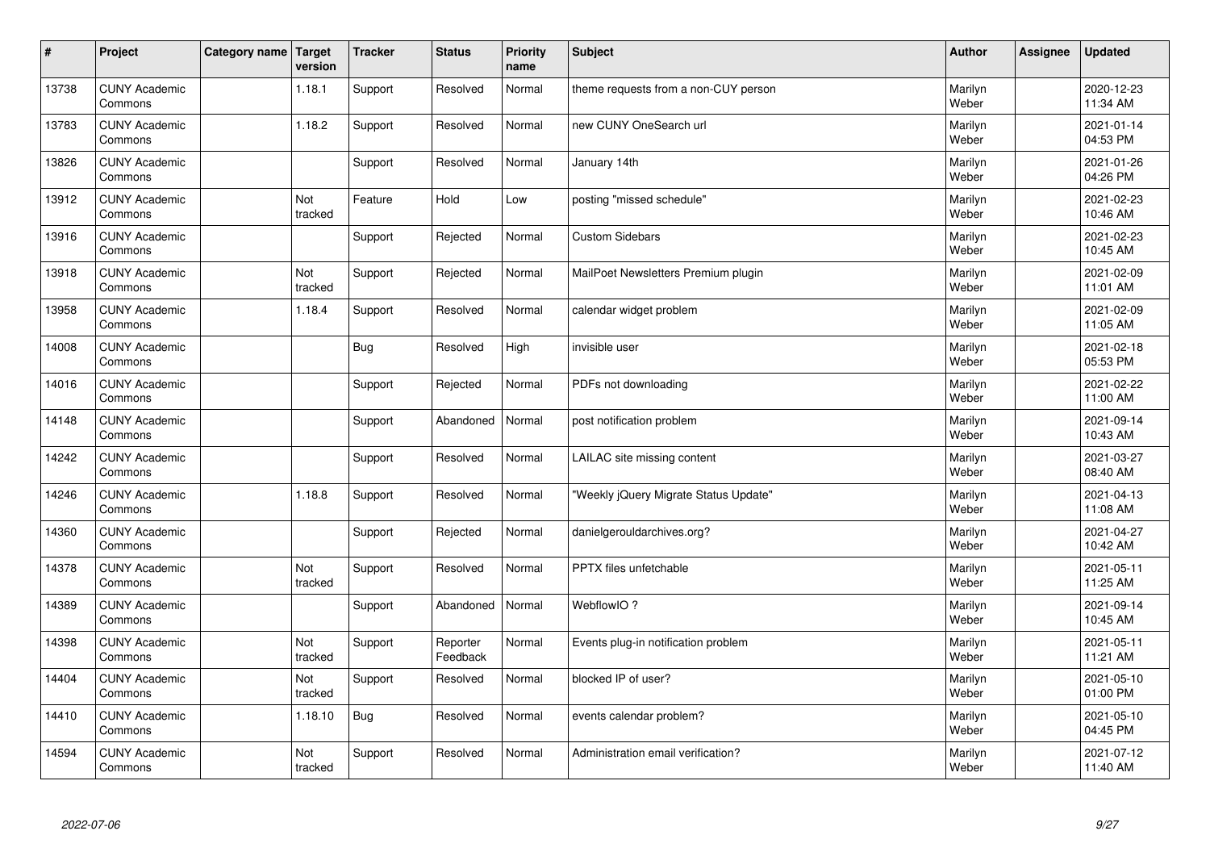| # | Project | Category name | Target version | Tracker | Status | Priority name | Subject | Author | Assignee | Updated |
|---|---|---|---|---|---|---|---|---|---|---|
| 13738 | CUNY Academic Commons | | 1.18.1 | Support | Resolved | Normal | theme requests from a non-CUY person | Marilyn Weber | | 2020-12-23 11:34 AM |
| 13783 | CUNY Academic Commons | | 1.18.2 | Support | Resolved | Normal | new CUNY OneSearch url | Marilyn Weber | | 2021-01-14 04:53 PM |
| 13826 | CUNY Academic Commons | | | Support | Resolved | Normal | January 14th | Marilyn Weber | | 2021-01-26 04:26 PM |
| 13912 | CUNY Academic Commons | | Not tracked | Feature | Hold | Low | posting "missed schedule" | Marilyn Weber | | 2021-02-23 10:46 AM |
| 13916 | CUNY Academic Commons | | | Support | Rejected | Normal | Custom Sidebars | Marilyn Weber | | 2021-02-23 10:45 AM |
| 13918 | CUNY Academic Commons | | Not tracked | Support | Rejected | Normal | MailPoet Newsletters Premium plugin | Marilyn Weber | | 2021-02-09 11:01 AM |
| 13958 | CUNY Academic Commons | | 1.18.4 | Support | Resolved | Normal | calendar widget problem | Marilyn Weber | | 2021-02-09 11:05 AM |
| 14008 | CUNY Academic Commons | | | Bug | Resolved | High | invisible user | Marilyn Weber | | 2021-02-18 05:53 PM |
| 14016 | CUNY Academic Commons | | | Support | Rejected | Normal | PDFs not downloading | Marilyn Weber | | 2021-02-22 11:00 AM |
| 14148 | CUNY Academic Commons | | | Support | Abandoned | Normal | post notification problem | Marilyn Weber | | 2021-09-14 10:43 AM |
| 14242 | CUNY Academic Commons | | | Support | Resolved | Normal | LAILAC site missing content | Marilyn Weber | | 2021-03-27 08:40 AM |
| 14246 | CUNY Academic Commons | | 1.18.8 | Support | Resolved | Normal | "Weekly jQuery Migrate Status Update" | Marilyn Weber | | 2021-04-13 11:08 AM |
| 14360 | CUNY Academic Commons | | | Support | Rejected | Normal | danielgerouldarchives.org? | Marilyn Weber | | 2021-04-27 10:42 AM |
| 14378 | CUNY Academic Commons | | Not tracked | Support | Resolved | Normal | PPTX files unfetchable | Marilyn Weber | | 2021-05-11 11:25 AM |
| 14389 | CUNY Academic Commons | | | Support | Abandoned | Normal | WebflowIO ? | Marilyn Weber | | 2021-09-14 10:45 AM |
| 14398 | CUNY Academic Commons | | Not tracked | Support | Reporter Feedback | Normal | Events plug-in notification problem | Marilyn Weber | | 2021-05-11 11:21 AM |
| 14404 | CUNY Academic Commons | | Not tracked | Support | Resolved | Normal | blocked IP of user? | Marilyn Weber | | 2021-05-10 01:00 PM |
| 14410 | CUNY Academic Commons | | 1.18.10 | Bug | Resolved | Normal | events calendar problem? | Marilyn Weber | | 2021-05-10 04:45 PM |
| 14594 | CUNY Academic Commons | | Not tracked | Support | Resolved | Normal | Administration email verification? | Marilyn Weber | | 2021-07-12 11:40 AM |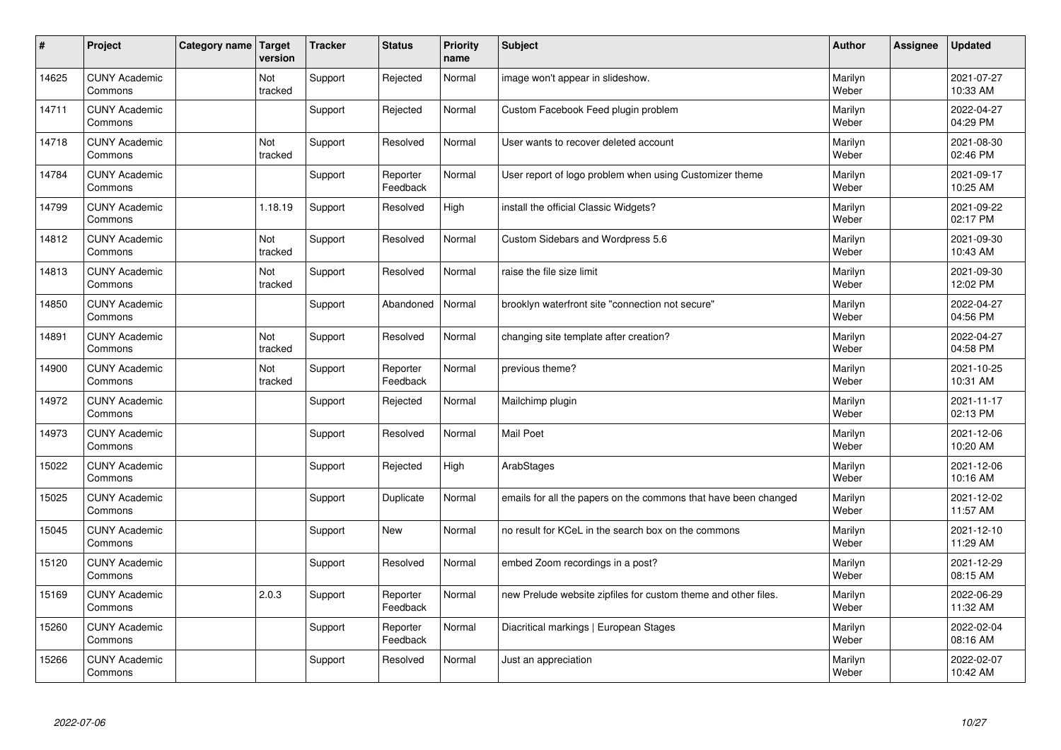| # | Project | Category name | Target version | Tracker | Status | Priority name | Subject | Author | Assignee | Updated |
|---|---|---|---|---|---|---|---|---|---|---|
| 14625 | CUNY Academic Commons | | Not tracked | Support | Rejected | Normal | image won't appear in slideshow. | Marilyn Weber | | 2021-07-27 10:33 AM |
| 14711 | CUNY Academic Commons | | | Support | Rejected | Normal | Custom Facebook Feed plugin problem | Marilyn Weber | | 2022-04-27 04:29 PM |
| 14718 | CUNY Academic Commons | | Not tracked | Support | Resolved | Normal | User wants to recover deleted account | Marilyn Weber | | 2021-08-30 02:46 PM |
| 14784 | CUNY Academic Commons | | | Support | Reporter Feedback | Normal | User report of logo problem when using Customizer theme | Marilyn Weber | | 2021-09-17 10:25 AM |
| 14799 | CUNY Academic Commons | | 1.18.19 | Support | Resolved | High | install the official Classic Widgets? | Marilyn Weber | | 2021-09-22 02:17 PM |
| 14812 | CUNY Academic Commons | | Not tracked | Support | Resolved | Normal | Custom Sidebars and Wordpress 5.6 | Marilyn Weber | | 2021-09-30 10:43 AM |
| 14813 | CUNY Academic Commons | | Not tracked | Support | Resolved | Normal | raise the file size limit | Marilyn Weber | | 2021-09-30 12:02 PM |
| 14850 | CUNY Academic Commons | | | Support | Abandoned | Normal | brooklyn waterfront site "connection not secure" | Marilyn Weber | | 2022-04-27 04:56 PM |
| 14891 | CUNY Academic Commons | | Not tracked | Support | Resolved | Normal | changing site template after creation? | Marilyn Weber | | 2022-04-27 04:58 PM |
| 14900 | CUNY Academic Commons | | Not tracked | Support | Reporter Feedback | Normal | previous theme? | Marilyn Weber | | 2021-10-25 10:31 AM |
| 14972 | CUNY Academic Commons | | | Support | Rejected | Normal | Mailchimp plugin | Marilyn Weber | | 2021-11-17 02:13 PM |
| 14973 | CUNY Academic Commons | | | Support | Resolved | Normal | Mail Poet | Marilyn Weber | | 2021-12-06 10:20 AM |
| 15022 | CUNY Academic Commons | | | Support | Rejected | High | ArabStages | Marilyn Weber | | 2021-12-06 10:16 AM |
| 15025 | CUNY Academic Commons | | | Support | Duplicate | Normal | emails for all the papers on the commons that have been changed | Marilyn Weber | | 2021-12-02 11:57 AM |
| 15045 | CUNY Academic Commons | | | Support | New | Normal | no result for KCeL in the search box on the commons | Marilyn Weber | | 2021-12-10 11:29 AM |
| 15120 | CUNY Academic Commons | | | Support | Resolved | Normal | embed Zoom recordings in a post? | Marilyn Weber | | 2021-12-29 08:15 AM |
| 15169 | CUNY Academic Commons | | 2.0.3 | Support | Reporter Feedback | Normal | new Prelude website zipfiles for custom theme and other files. | Marilyn Weber | | 2022-06-29 11:32 AM |
| 15260 | CUNY Academic Commons | | | Support | Reporter Feedback | Normal | Diacritical markings \| European Stages | Marilyn Weber | | 2022-02-04 08:16 AM |
| 15266 | CUNY Academic Commons | | | Support | Resolved | Normal | Just an appreciation | Marilyn Weber | | 2022-02-07 10:42 AM |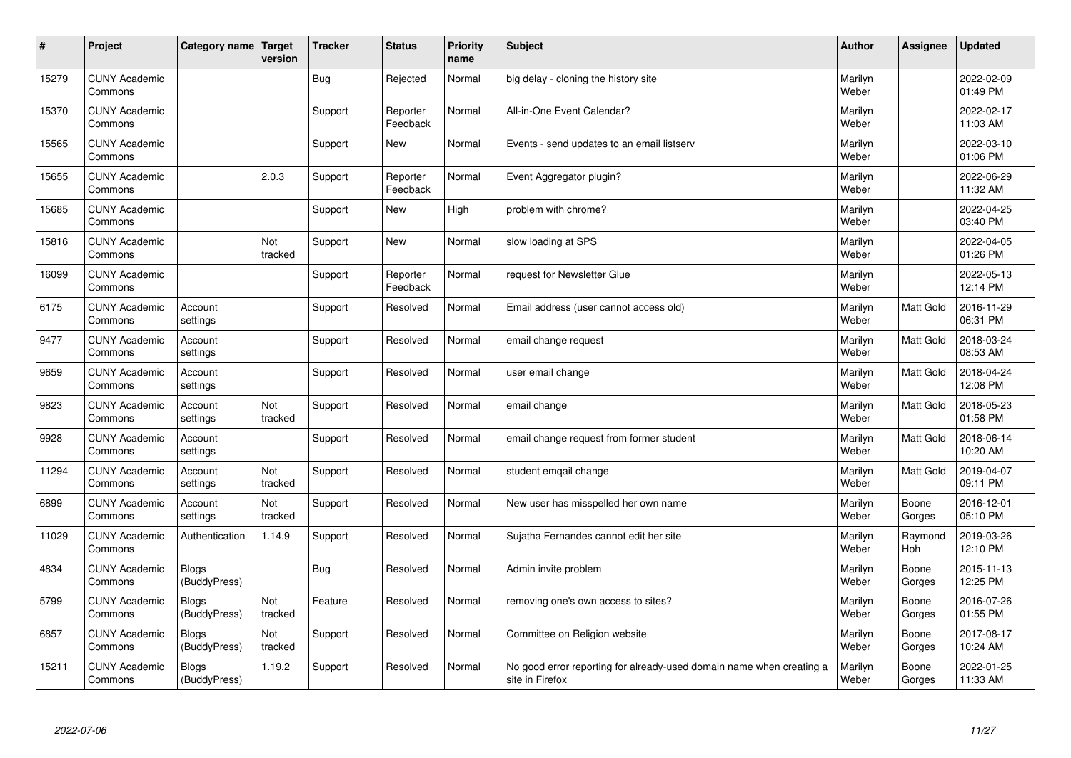| # | Project | Category name | Target version | Tracker | Status | Priority name | Subject | Author | Assignee | Updated |
|---|---|---|---|---|---|---|---|---|---|---|
| 15279 | CUNY Academic Commons | | | Bug | Rejected | Normal | big delay - cloning the history site | Marilyn Weber | | 2022-02-09 01:49 PM |
| 15370 | CUNY Academic Commons | | | Support | Reporter Feedback | Normal | All-in-One Event Calendar? | Marilyn Weber | | 2022-02-17 11:03 AM |
| 15565 | CUNY Academic Commons | | | Support | New | Normal | Events - send updates to an email listserv | Marilyn Weber | | 2022-03-10 01:06 PM |
| 15655 | CUNY Academic Commons | | 2.0.3 | Support | Reporter Feedback | Normal | Event Aggregator plugin? | Marilyn Weber | | 2022-06-29 11:32 AM |
| 15685 | CUNY Academic Commons | | | Support | New | High | problem with chrome? | Marilyn Weber | | 2022-04-25 03:40 PM |
| 15816 | CUNY Academic Commons | | Not tracked | Support | New | Normal | slow loading at SPS | Marilyn Weber | | 2022-04-05 01:26 PM |
| 16099 | CUNY Academic Commons | | | Support | Reporter Feedback | Normal | request for Newsletter Glue | Marilyn Weber | | 2022-05-13 12:14 PM |
| 6175 | CUNY Academic Commons | Account settings | | Support | Resolved | Normal | Email address (user cannot access old) | Marilyn Weber | Matt Gold | 2016-11-29 06:31 PM |
| 9477 | CUNY Academic Commons | Account settings | | Support | Resolved | Normal | email change request | Marilyn Weber | Matt Gold | 2018-03-24 08:53 AM |
| 9659 | CUNY Academic Commons | Account settings | | Support | Resolved | Normal | user email change | Marilyn Weber | Matt Gold | 2018-04-24 12:08 PM |
| 9823 | CUNY Academic Commons | Account settings | Not tracked | Support | Resolved | Normal | email change | Marilyn Weber | Matt Gold | 2018-05-23 01:58 PM |
| 9928 | CUNY Academic Commons | Account settings | | Support | Resolved | Normal | email change request from former student | Marilyn Weber | Matt Gold | 2018-06-14 10:20 AM |
| 11294 | CUNY Academic Commons | Account settings | Not tracked | Support | Resolved | Normal | student emqail change | Marilyn Weber | Matt Gold | 2019-04-07 09:11 PM |
| 6899 | CUNY Academic Commons | Account settings | Not tracked | Support | Resolved | Normal | New user has misspelled her own name | Marilyn Weber | Boone Gorges | 2016-12-01 05:10 PM |
| 11029 | CUNY Academic Commons | Authentication | 1.14.9 | Support | Resolved | Normal | Sujatha Fernandes cannot edit her site | Marilyn Weber | Raymond Hoh | 2019-03-26 12:10 PM |
| 4834 | CUNY Academic Commons | Blogs (BuddyPress) | | Bug | Resolved | Normal | Admin invite problem | Marilyn Weber | Boone Gorges | 2015-11-13 12:25 PM |
| 5799 | CUNY Academic Commons | Blogs (BuddyPress) | Not tracked | Feature | Resolved | Normal | removing one's own access to sites? | Marilyn Weber | Boone Gorges | 2016-07-26 01:55 PM |
| 6857 | CUNY Academic Commons | Blogs (BuddyPress) | Not tracked | Support | Resolved | Normal | Committee on Religion website | Marilyn Weber | Boone Gorges | 2017-08-17 10:24 AM |
| 15211 | CUNY Academic Commons | Blogs (BuddyPress) | 1.19.2 | Support | Resolved | Normal | No good error reporting for already-used domain name when creating a site in Firefox | Marilyn Weber | Boone Gorges | 2022-01-25 11:33 AM |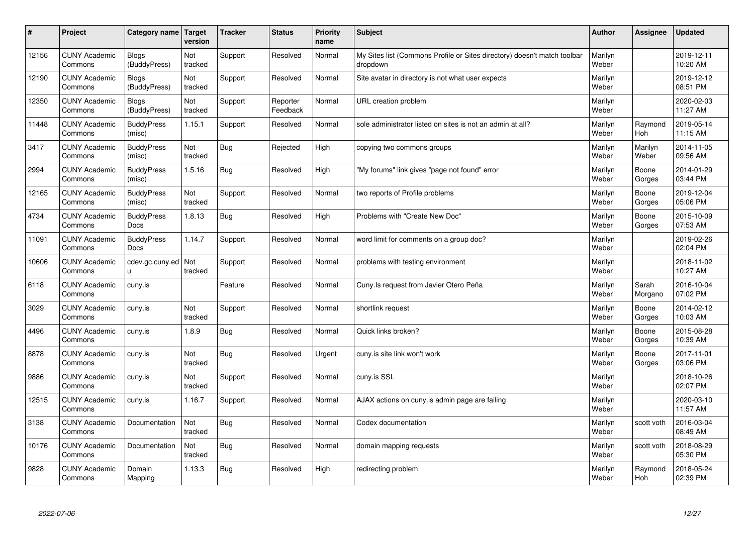| # | Project | Category name | Target version | Tracker | Status | Priority name | Subject | Author | Assignee | Updated |
|---|---|---|---|---|---|---|---|---|---|---|
| 12156 | CUNY Academic Commons | Blogs (BuddyPress) | Not tracked | Support | Resolved | Normal | My Sites list (Commons Profile or Sites directory) doesn't match toolbar dropdown | Marilyn Weber | | 2019-12-11 10:20 AM |
| 12190 | CUNY Academic Commons | Blogs (BuddyPress) | Not tracked | Support | Resolved | Normal | Site avatar in directory is not what user expects | Marilyn Weber | | 2019-12-12 08:51 PM |
| 12350 | CUNY Academic Commons | Blogs (BuddyPress) | Not tracked | Support | Reporter Feedback | Normal | URL creation problem | Marilyn Weber | | 2020-02-03 11:27 AM |
| 11448 | CUNY Academic Commons | BuddyPress (misc) | 1.15.1 | Support | Resolved | Normal | sole administrator listed on sites is not an admin at all? | Marilyn Weber | Raymond Hoh | 2019-05-14 11:15 AM |
| 3417 | CUNY Academic Commons | BuddyPress (misc) | Not tracked | Bug | Rejected | High | copying two commons groups | Marilyn Weber | Marilyn Weber | 2014-11-05 09:56 AM |
| 2994 | CUNY Academic Commons | BuddyPress (misc) | 1.5.16 | Bug | Resolved | High | "My forums" link gives "page not found" error | Marilyn Weber | Boone Gorges | 2014-01-29 03:44 PM |
| 12165 | CUNY Academic Commons | BuddyPress (misc) | Not tracked | Support | Resolved | Normal | two reports of Profile problems | Marilyn Weber | Boone Gorges | 2019-12-04 05:06 PM |
| 4734 | CUNY Academic Commons | BuddyPress Docs | 1.8.13 | Bug | Resolved | High | Problems with "Create New Doc" | Marilyn Weber | Boone Gorges | 2015-10-09 07:53 AM |
| 11091 | CUNY Academic Commons | BuddyPress Docs | 1.14.7 | Support | Resolved | Normal | word limit for comments on a group doc? | Marilyn Weber | | 2019-02-26 02:04 PM |
| 10606 | CUNY Academic Commons | cdev.gc.cuny.edu | Not tracked | Support | Resolved | Normal | problems with testing environment | Marilyn Weber | | 2018-11-02 10:27 AM |
| 6118 | CUNY Academic Commons | cuny.is | | Feature | Resolved | Normal | Cuny.Is request from Javier Otero Peña | Marilyn Weber | Sarah Morgano | 2016-10-04 07:02 PM |
| 3029 | CUNY Academic Commons | cuny.is | Not tracked | Support | Resolved | Normal | shortlink request | Marilyn Weber | Boone Gorges | 2014-02-12 10:03 AM |
| 4496 | CUNY Academic Commons | cuny.is | 1.8.9 | Bug | Resolved | Normal | Quick links broken? | Marilyn Weber | Boone Gorges | 2015-08-28 10:39 AM |
| 8878 | CUNY Academic Commons | cuny.is | Not tracked | Bug | Resolved | Urgent | cuny.is site link won't work | Marilyn Weber | Boone Gorges | 2017-11-01 03:06 PM |
| 9886 | CUNY Academic Commons | cuny.is | Not tracked | Support | Resolved | Normal | cuny.is SSL | Marilyn Weber | | 2018-10-26 02:07 PM |
| 12515 | CUNY Academic Commons | cuny.is | 1.16.7 | Support | Resolved | Normal | AJAX actions on cuny.is admin page are failing | Marilyn Weber | | 2020-03-10 11:57 AM |
| 3138 | CUNY Academic Commons | Documentation | Not tracked | Bug | Resolved | Normal | Codex documentation | Marilyn Weber | scott voth | 2016-03-04 08:49 AM |
| 10176 | CUNY Academic Commons | Documentation | Not tracked | Bug | Resolved | Normal | domain mapping requests | Marilyn Weber | scott voth | 2018-08-29 05:30 PM |
| 9828 | CUNY Academic Commons | Domain Mapping | 1.13.3 | Bug | Resolved | High | redirecting problem | Marilyn Weber | Raymond Hoh | 2018-05-24 02:39 PM |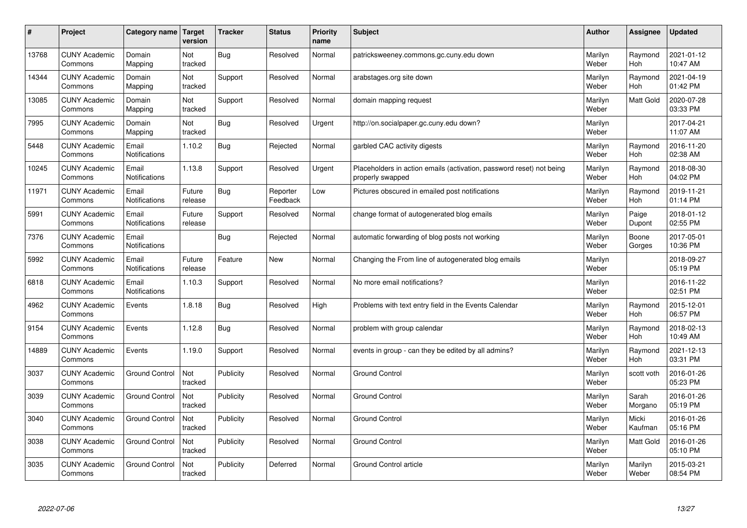| # | Project | Category name | Target version | Tracker | Status | Priority name | Subject | Author | Assignee | Updated |
|---|---|---|---|---|---|---|---|---|---|---|
| 13768 | CUNY Academic Commons | Domain Mapping | Not tracked | Bug | Resolved | Normal | patricksweeney.commons.gc.cuny.edu down | Marilyn Weber | Raymond Hoh | 2021-01-12 10:47 AM |
| 14344 | CUNY Academic Commons | Domain Mapping | Not tracked | Support | Resolved | Normal | arabstages.org site down | Marilyn Weber | Raymond Hoh | 2021-04-19 01:42 PM |
| 13085 | CUNY Academic Commons | Domain Mapping | Not tracked | Support | Resolved | Normal | domain mapping request | Marilyn Weber | Matt Gold | 2020-07-28 03:33 PM |
| 7995 | CUNY Academic Commons | Domain Mapping | Not tracked | Bug | Resolved | Urgent | http://on.socialpaper.gc.cuny.edu down? | Marilyn Weber | | 2017-04-21 11:07 AM |
| 5448 | CUNY Academic Commons | Email Notifications | 1.10.2 | Bug | Rejected | Normal | garbled CAC activity digests | Marilyn Weber | Raymond Hoh | 2016-11-20 02:38 AM |
| 10245 | CUNY Academic Commons | Email Notifications | 1.13.8 | Support | Resolved | Urgent | Placeholders in action emails (activation, password reset) not being properly swapped | Marilyn Weber | Raymond Hoh | 2018-08-30 04:02 PM |
| 11971 | CUNY Academic Commons | Email Notifications | Future release | Bug | Reporter Feedback | Low | Pictures obscured in emailed post notifications | Marilyn Weber | Raymond Hoh | 2019-11-21 01:14 PM |
| 5991 | CUNY Academic Commons | Email Notifications | Future release | Support | Resolved | Normal | change format of autogenerated blog emails | Marilyn Weber | Paige Dupont | 2018-01-12 02:55 PM |
| 7376 | CUNY Academic Commons | Email Notifications | | Bug | Rejected | Normal | automatic forwarding of blog posts not working | Marilyn Weber | Boone Gorges | 2017-05-01 10:36 PM |
| 5992 | CUNY Academic Commons | Email Notifications | Future release | Feature | New | Normal | Changing the From line of autogenerated blog emails | Marilyn Weber | | 2018-09-27 05:19 PM |
| 6818 | CUNY Academic Commons | Email Notifications | 1.10.3 | Support | Resolved | Normal | No more email notifications? | Marilyn Weber | | 2016-11-22 02:51 PM |
| 4962 | CUNY Academic Commons | Events | 1.8.18 | Bug | Resolved | High | Problems with text entry field in the Events Calendar | Marilyn Weber | Raymond Hoh | 2015-12-01 06:57 PM |
| 9154 | CUNY Academic Commons | Events | 1.12.8 | Bug | Resolved | Normal | problem with group calendar | Marilyn Weber | Raymond Hoh | 2018-02-13 10:49 AM |
| 14889 | CUNY Academic Commons | Events | 1.19.0 | Support | Resolved | Normal | events in group - can they be edited by all admins? | Marilyn Weber | Raymond Hoh | 2021-12-13 03:31 PM |
| 3037 | CUNY Academic Commons | Ground Control | Not tracked | Publicity | Resolved | Normal | Ground Control | Marilyn Weber | scott voth | 2016-01-26 05:23 PM |
| 3039 | CUNY Academic Commons | Ground Control | Not tracked | Publicity | Resolved | Normal | Ground Control | Marilyn Weber | Sarah Morgano | 2016-01-26 05:19 PM |
| 3040 | CUNY Academic Commons | Ground Control | Not tracked | Publicity | Resolved | Normal | Ground Control | Marilyn Weber | Micki Kaufman | 2016-01-26 05:16 PM |
| 3038 | CUNY Academic Commons | Ground Control | Not tracked | Publicity | Resolved | Normal | Ground Control | Marilyn Weber | Matt Gold | 2016-01-26 05:10 PM |
| 3035 | CUNY Academic Commons | Ground Control | Not tracked | Publicity | Deferred | Normal | Ground Control article | Marilyn Weber | Marilyn Weber | 2015-03-21 08:54 PM |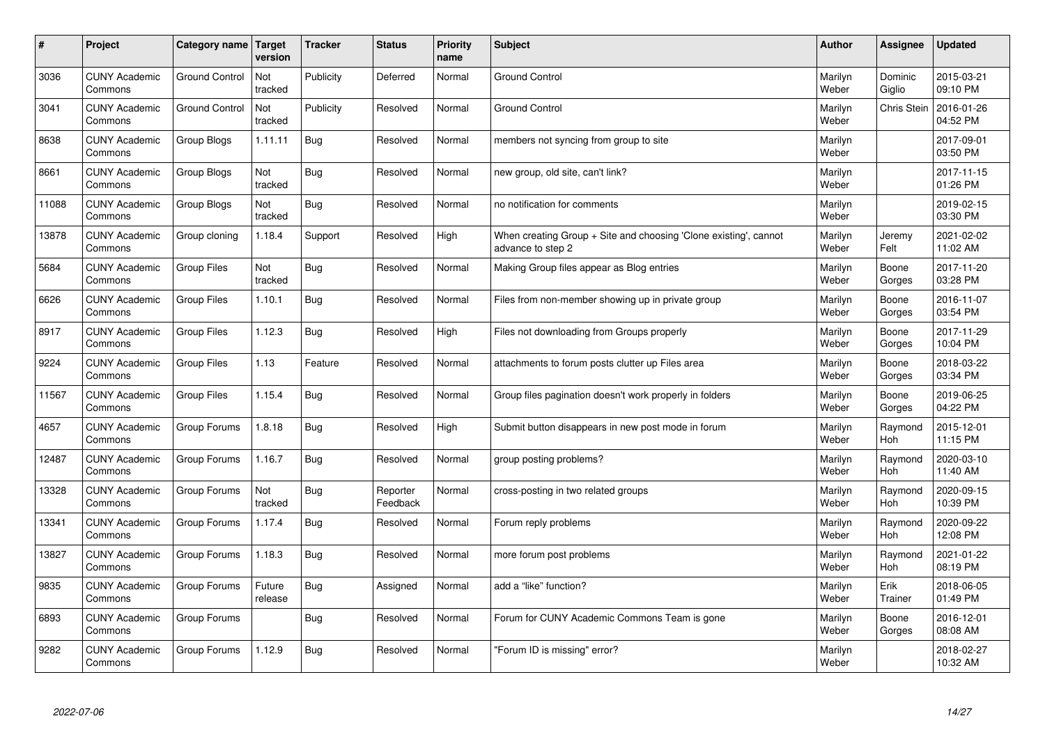| # | Project | Category name | Target version | Tracker | Status | Priority name | Subject | Author | Assignee | Updated |
|---|---|---|---|---|---|---|---|---|---|---|
| 3036 | CUNY Academic Commons | Ground Control | Not tracked | Publicity | Deferred | Normal | Ground Control | Marilyn Weber | Dominic Giglio | 2015-03-21 09:10 PM |
| 3041 | CUNY Academic Commons | Ground Control | Not tracked | Publicity | Resolved | Normal | Ground Control | Marilyn Weber | Chris Stein | 2016-01-26 04:52 PM |
| 8638 | CUNY Academic Commons | Group Blogs | 1.11.11 | Bug | Resolved | Normal | members not syncing from group to site | Marilyn Weber | | 2017-09-01 03:50 PM |
| 8661 | CUNY Academic Commons | Group Blogs | Not tracked | Bug | Resolved | Normal | new group, old site, can't link? | Marilyn Weber | | 2017-11-15 01:26 PM |
| 11088 | CUNY Academic Commons | Group Blogs | Not tracked | Bug | Resolved | Normal | no notification for comments | Marilyn Weber | | 2019-02-15 03:30 PM |
| 13878 | CUNY Academic Commons | Group cloning | 1.18.4 | Support | Resolved | High | When creating Group + Site and choosing 'Clone existing', cannot advance to step 2 | Marilyn Weber | Jeremy Felt | 2021-02-02 11:02 AM |
| 5684 | CUNY Academic Commons | Group Files | Not tracked | Bug | Resolved | Normal | Making Group files appear as Blog entries | Marilyn Weber | Boone Gorges | 2017-11-20 03:28 PM |
| 6626 | CUNY Academic Commons | Group Files | 1.10.1 | Bug | Resolved | Normal | Files from non-member showing up in private group | Marilyn Weber | Boone Gorges | 2016-11-07 03:54 PM |
| 8917 | CUNY Academic Commons | Group Files | 1.12.3 | Bug | Resolved | High | Files not downloading from Groups properly | Marilyn Weber | Boone Gorges | 2017-11-29 10:04 PM |
| 9224 | CUNY Academic Commons | Group Files | 1.13 | Feature | Resolved | Normal | attachments to forum posts clutter up Files area | Marilyn Weber | Boone Gorges | 2018-03-22 03:34 PM |
| 11567 | CUNY Academic Commons | Group Files | 1.15.4 | Bug | Resolved | Normal | Group files pagination doesn't work properly in folders | Marilyn Weber | Boone Gorges | 2019-06-25 04:22 PM |
| 4657 | CUNY Academic Commons | Group Forums | 1.8.18 | Bug | Resolved | High | Submit button disappears in new post mode in forum | Marilyn Weber | Raymond Hoh | 2015-12-01 11:15 PM |
| 12487 | CUNY Academic Commons | Group Forums | 1.16.7 | Bug | Resolved | Normal | group posting problems? | Marilyn Weber | Raymond Hoh | 2020-03-10 11:40 AM |
| 13328 | CUNY Academic Commons | Group Forums | Not tracked | Bug | Reporter Feedback | Normal | cross-posting in two related groups | Marilyn Weber | Raymond Hoh | 2020-09-15 10:39 PM |
| 13341 | CUNY Academic Commons | Group Forums | 1.17.4 | Bug | Resolved | Normal | Forum reply problems | Marilyn Weber | Raymond Hoh | 2020-09-22 12:08 PM |
| 13827 | CUNY Academic Commons | Group Forums | 1.18.3 | Bug | Resolved | Normal | more forum post problems | Marilyn Weber | Raymond Hoh | 2021-01-22 08:19 PM |
| 9835 | CUNY Academic Commons | Group Forums | Future release | Bug | Assigned | Normal | add a "like" function? | Marilyn Weber | Erik Trainer | 2018-06-05 01:49 PM |
| 6893 | CUNY Academic Commons | Group Forums | | Bug | Resolved | Normal | Forum for CUNY Academic Commons Team is gone | Marilyn Weber | Boone Gorges | 2016-12-01 08:08 AM |
| 9282 | CUNY Academic Commons | Group Forums | 1.12.9 | Bug | Resolved | Normal | "Forum ID is missing" error? | Marilyn Weber | | 2018-02-27 10:32 AM |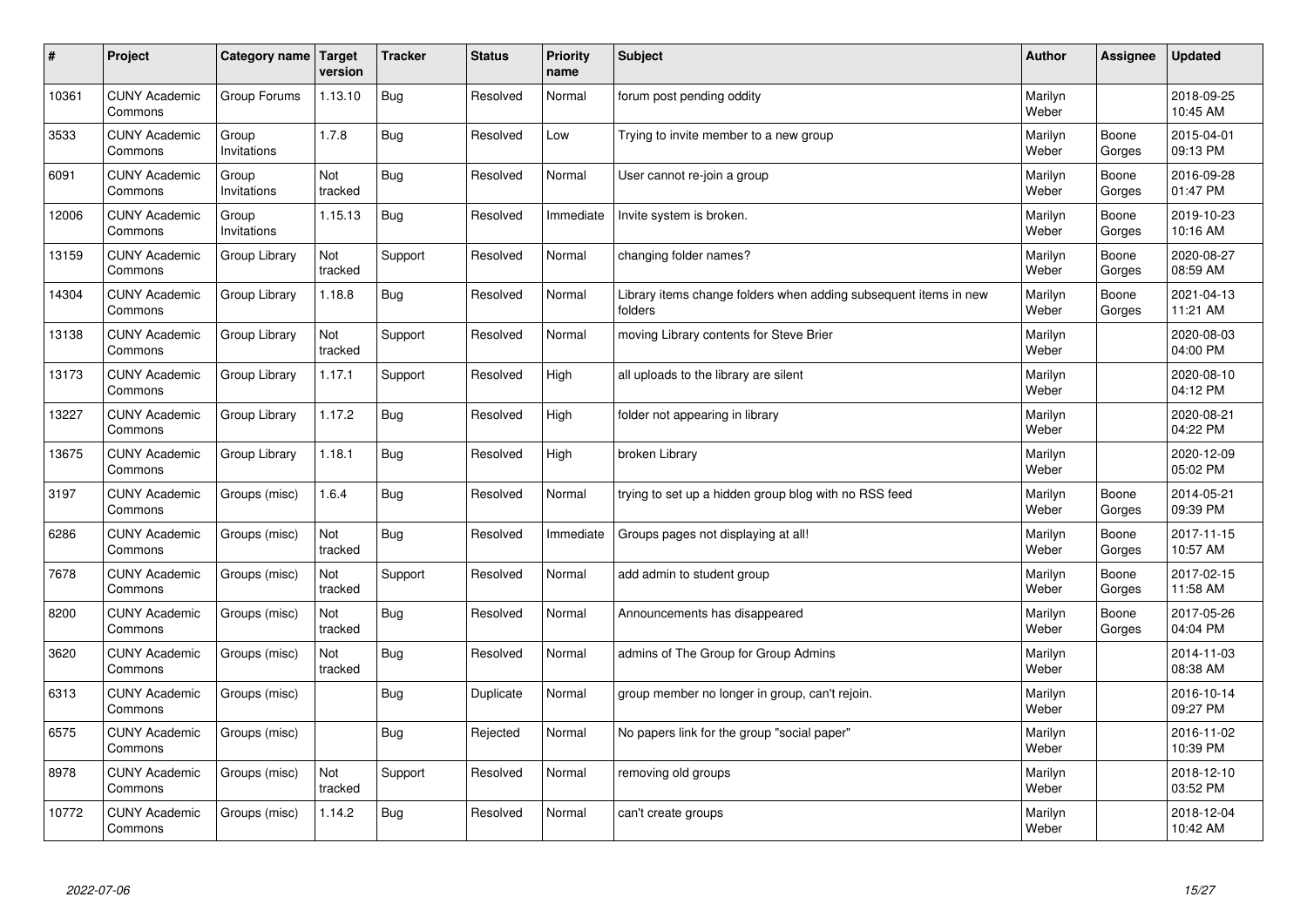| # | Project | Category name | Target version | Tracker | Status | Priority name | Subject | Author | Assignee | Updated |
|---|---|---|---|---|---|---|---|---|---|---|
| 10361 | CUNY Academic Commons | Group Forums | 1.13.10 | Bug | Resolved | Normal | forum post pending oddity | Marilyn Weber | | 2018-09-25 10:45 AM |
| 3533 | CUNY Academic Commons | Group Invitations | 1.7.8 | Bug | Resolved | Low | Trying to invite member to a new group | Marilyn Weber | Boone Gorges | 2015-04-01 09:13 PM |
| 6091 | CUNY Academic Commons | Group Invitations | Not tracked | Bug | Resolved | Normal | User cannot re-join a group | Marilyn Weber | Boone Gorges | 2016-09-28 01:47 PM |
| 12006 | CUNY Academic Commons | Group Invitations | 1.15.13 | Bug | Resolved | Immediate | Invite system is broken. | Marilyn Weber | Boone Gorges | 2019-10-23 10:16 AM |
| 13159 | CUNY Academic Commons | Group Library | Not tracked | Support | Resolved | Normal | changing folder names? | Marilyn Weber | Boone Gorges | 2020-08-27 08:59 AM |
| 14304 | CUNY Academic Commons | Group Library | 1.18.8 | Bug | Resolved | Normal | Library items change folders when adding subsequent items in new folders | Marilyn Weber | Boone Gorges | 2021-04-13 11:21 AM |
| 13138 | CUNY Academic Commons | Group Library | Not tracked | Support | Resolved | Normal | moving Library contents for Steve Brier | Marilyn Weber | | 2020-08-03 04:00 PM |
| 13173 | CUNY Academic Commons | Group Library | 1.17.1 | Support | Resolved | High | all uploads to the library are silent | Marilyn Weber | | 2020-08-10 04:12 PM |
| 13227 | CUNY Academic Commons | Group Library | 1.17.2 | Bug | Resolved | High | folder not appearing in library | Marilyn Weber | | 2020-08-21 04:22 PM |
| 13675 | CUNY Academic Commons | Group Library | 1.18.1 | Bug | Resolved | High | broken Library | Marilyn Weber | | 2020-12-09 05:02 PM |
| 3197 | CUNY Academic Commons | Groups (misc) | 1.6.4 | Bug | Resolved | Normal | trying to set up a hidden group blog with no RSS feed | Marilyn Weber | Boone Gorges | 2014-05-21 09:39 PM |
| 6286 | CUNY Academic Commons | Groups (misc) | Not tracked | Bug | Resolved | Immediate | Groups pages not displaying at all! | Marilyn Weber | Boone Gorges | 2017-11-15 10:57 AM |
| 7678 | CUNY Academic Commons | Groups (misc) | Not tracked | Support | Resolved | Normal | add admin to student group | Marilyn Weber | Boone Gorges | 2017-02-15 11:58 AM |
| 8200 | CUNY Academic Commons | Groups (misc) | Not tracked | Bug | Resolved | Normal | Announcements has disappeared | Marilyn Weber | Boone Gorges | 2017-05-26 04:04 PM |
| 3620 | CUNY Academic Commons | Groups (misc) | Not tracked | Bug | Resolved | Normal | admins of The Group for Group Admins | Marilyn Weber | | 2014-11-03 08:38 AM |
| 6313 | CUNY Academic Commons | Groups (misc) | | Bug | Duplicate | Normal | group member no longer in group, can't rejoin. | Marilyn Weber | | 2016-10-14 09:27 PM |
| 6575 | CUNY Academic Commons | Groups (misc) | | Bug | Rejected | Normal | No papers link for the group "social paper" | Marilyn Weber | | 2016-11-02 10:39 PM |
| 8978 | CUNY Academic Commons | Groups (misc) | Not tracked | Support | Resolved | Normal | removing old groups | Marilyn Weber | | 2018-12-10 03:52 PM |
| 10772 | CUNY Academic Commons | Groups (misc) | 1.14.2 | Bug | Resolved | Normal | can't create groups | Marilyn Weber | | 2018-12-04 10:42 AM |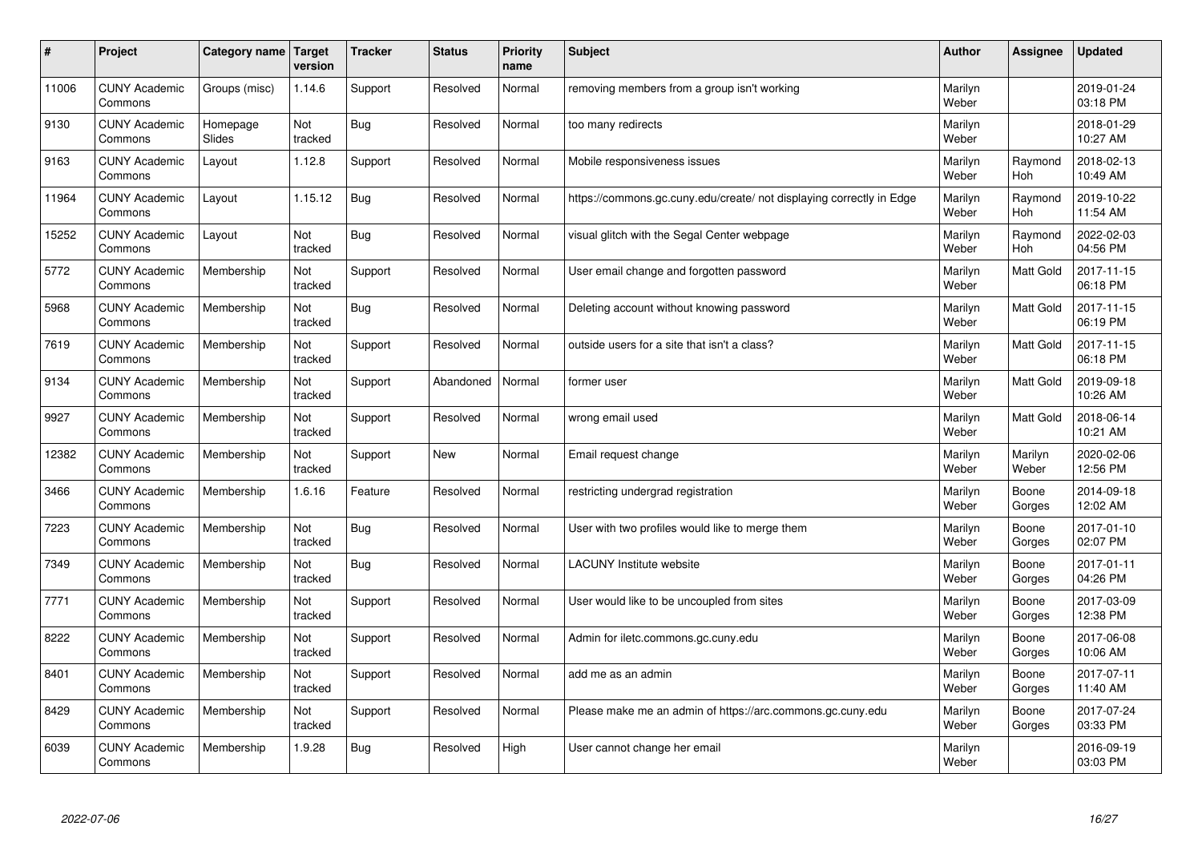| # | Project | Category name | Target version | Tracker | Status | Priority name | Subject | Author | Assignee | Updated |
|---|---|---|---|---|---|---|---|---|---|---|
| 11006 | CUNY Academic Commons | Groups (misc) | 1.14.6 | Support | Resolved | Normal | removing members from a group isn't working | Marilyn Weber | | 2019-01-24 03:18 PM |
| 9130 | CUNY Academic Commons | Homepage Slides | Not tracked | Bug | Resolved | Normal | too many redirects | Marilyn Weber | | 2018-01-29 10:27 AM |
| 9163 | CUNY Academic Commons | Layout | 1.12.8 | Support | Resolved | Normal | Mobile responsiveness issues | Marilyn Weber | Raymond Hoh | 2018-02-13 10:49 AM |
| 11964 | CUNY Academic Commons | Layout | 1.15.12 | Bug | Resolved | Normal | https://commons.gc.cuny.edu/create/ not displaying correctly in Edge | Marilyn Weber | Raymond Hoh | 2019-10-22 11:54 AM |
| 15252 | CUNY Academic Commons | Layout | Not tracked | Bug | Resolved | Normal | visual glitch with the Segal Center webpage | Marilyn Weber | Raymond Hoh | 2022-02-03 04:56 PM |
| 5772 | CUNY Academic Commons | Membership | Not tracked | Support | Resolved | Normal | User email change and forgotten password | Marilyn Weber | Matt Gold | 2017-11-15 06:18 PM |
| 5968 | CUNY Academic Commons | Membership | Not tracked | Bug | Resolved | Normal | Deleting account without knowing password | Marilyn Weber | Matt Gold | 2017-11-15 06:19 PM |
| 7619 | CUNY Academic Commons | Membership | Not tracked | Support | Resolved | Normal | outside users for a site that isn't a class? | Marilyn Weber | Matt Gold | 2017-11-15 06:18 PM |
| 9134 | CUNY Academic Commons | Membership | Not tracked | Support | Abandoned | Normal | former user | Marilyn Weber | Matt Gold | 2019-09-18 10:26 AM |
| 9927 | CUNY Academic Commons | Membership | Not tracked | Support | Resolved | Normal | wrong email used | Marilyn Weber | Matt Gold | 2018-06-14 10:21 AM |
| 12382 | CUNY Academic Commons | Membership | Not tracked | Support | New | Normal | Email request change | Marilyn Weber | Marilyn Weber | 2020-02-06 12:56 PM |
| 3466 | CUNY Academic Commons | Membership | 1.6.16 | Feature | Resolved | Normal | restricting undergrad registration | Marilyn Weber | Boone Gorges | 2014-09-18 12:02 AM |
| 7223 | CUNY Academic Commons | Membership | Not tracked | Bug | Resolved | Normal | User with two profiles would like to merge them | Marilyn Weber | Boone Gorges | 2017-01-10 02:07 PM |
| 7349 | CUNY Academic Commons | Membership | Not tracked | Bug | Resolved | Normal | LACUNY Institute website | Marilyn Weber | Boone Gorges | 2017-01-11 04:26 PM |
| 7771 | CUNY Academic Commons | Membership | Not tracked | Support | Resolved | Normal | User would like to be uncoupled from sites | Marilyn Weber | Boone Gorges | 2017-03-09 12:38 PM |
| 8222 | CUNY Academic Commons | Membership | Not tracked | Support | Resolved | Normal | Admin for iletc.commons.gc.cuny.edu | Marilyn Weber | Boone Gorges | 2017-06-08 10:06 AM |
| 8401 | CUNY Academic Commons | Membership | Not tracked | Support | Resolved | Normal | add me as an admin | Marilyn Weber | Boone Gorges | 2017-07-11 11:40 AM |
| 8429 | CUNY Academic Commons | Membership | Not tracked | Support | Resolved | Normal | Please make me an admin of https://arc.commons.gc.cuny.edu | Marilyn Weber | Boone Gorges | 2017-07-24 03:33 PM |
| 6039 | CUNY Academic Commons | Membership | 1.9.28 | Bug | Resolved | High | User cannot change her email | Marilyn Weber | | 2016-09-19 03:03 PM |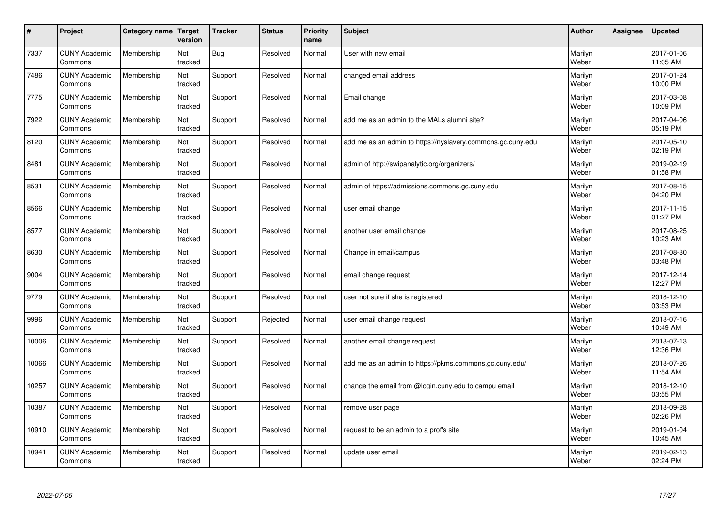| # | Project | Category name | Target version | Tracker | Status | Priority name | Subject | Author | Assignee | Updated |
|---|---|---|---|---|---|---|---|---|---|---|
| 7337 | CUNY Academic Commons | Membership | Not tracked | Bug | Resolved | Normal | User with new email | Marilyn Weber | | 2017-01-06 11:05 AM |
| 7486 | CUNY Academic Commons | Membership | Not tracked | Support | Resolved | Normal | changed email address | Marilyn Weber | | 2017-01-24 10:00 PM |
| 7775 | CUNY Academic Commons | Membership | Not tracked | Support | Resolved | Normal | Email change | Marilyn Weber | | 2017-03-08 10:09 PM |
| 7922 | CUNY Academic Commons | Membership | Not tracked | Support | Resolved | Normal | add me as an admin to the MALs alumni site? | Marilyn Weber | | 2017-04-06 05:19 PM |
| 8120 | CUNY Academic Commons | Membership | Not tracked | Support | Resolved | Normal | add me as an admin to https://nyslavery.commons.gc.cuny.edu | Marilyn Weber | | 2017-05-10 02:19 PM |
| 8481 | CUNY Academic Commons | Membership | Not tracked | Support | Resolved | Normal | admin of http://swipanalytic.org/organizers/ | Marilyn Weber | | 2019-02-19 01:58 PM |
| 8531 | CUNY Academic Commons | Membership | Not tracked | Support | Resolved | Normal | admin of https://admissions.commons.gc.cuny.edu | Marilyn Weber | | 2017-08-15 04:20 PM |
| 8566 | CUNY Academic Commons | Membership | Not tracked | Support | Resolved | Normal | user email change | Marilyn Weber | | 2017-11-15 01:27 PM |
| 8577 | CUNY Academic Commons | Membership | Not tracked | Support | Resolved | Normal | another user email change | Marilyn Weber | | 2017-08-25 10:23 AM |
| 8630 | CUNY Academic Commons | Membership | Not tracked | Support | Resolved | Normal | Change in email/campus | Marilyn Weber | | 2017-08-30 03:48 PM |
| 9004 | CUNY Academic Commons | Membership | Not tracked | Support | Resolved | Normal | email change request | Marilyn Weber | | 2017-12-14 12:27 PM |
| 9779 | CUNY Academic Commons | Membership | Not tracked | Support | Resolved | Normal | user not sure if she is registered. | Marilyn Weber | | 2018-12-10 03:53 PM |
| 9996 | CUNY Academic Commons | Membership | Not tracked | Support | Rejected | Normal | user email change request | Marilyn Weber | | 2018-07-16 10:49 AM |
| 10006 | CUNY Academic Commons | Membership | Not tracked | Support | Resolved | Normal | another email change request | Marilyn Weber | | 2018-07-13 12:36 PM |
| 10066 | CUNY Academic Commons | Membership | Not tracked | Support | Resolved | Normal | add me as an admin to https://pkms.commons.gc.cuny.edu/ | Marilyn Weber | | 2018-07-26 11:54 AM |
| 10257 | CUNY Academic Commons | Membership | Not tracked | Support | Resolved | Normal | change the email from @login.cuny.edu to campu email | Marilyn Weber | | 2018-12-10 03:55 PM |
| 10387 | CUNY Academic Commons | Membership | Not tracked | Support | Resolved | Normal | remove user page | Marilyn Weber | | 2018-09-28 02:26 PM |
| 10910 | CUNY Academic Commons | Membership | Not tracked | Support | Resolved | Normal | request to be an admin to a prof's site | Marilyn Weber | | 2019-01-04 10:45 AM |
| 10941 | CUNY Academic Commons | Membership | Not tracked | Support | Resolved | Normal | update user email | Marilyn Weber | | 2019-02-13 02:24 PM |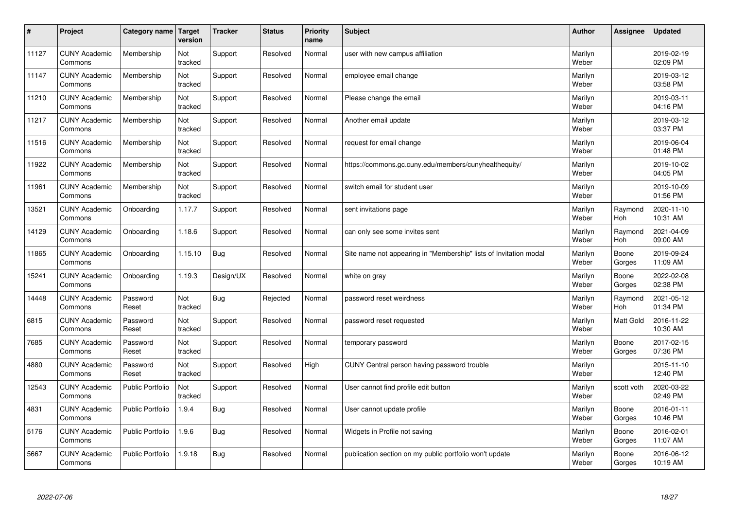| # | Project | Category name | Target version | Tracker | Status | Priority name | Subject | Author | Assignee | Updated |
|---|---|---|---|---|---|---|---|---|---|---|
| 11127 | CUNY Academic Commons | Membership | Not tracked | Support | Resolved | Normal | user with new campus affiliation | Marilyn Weber | | 2019-02-19 02:09 PM |
| 11147 | CUNY Academic Commons | Membership | Not tracked | Support | Resolved | Normal | employee email change | Marilyn Weber | | 2019-03-12 03:58 PM |
| 11210 | CUNY Academic Commons | Membership | Not tracked | Support | Resolved | Normal | Please change the email | Marilyn Weber | | 2019-03-11 04:16 PM |
| 11217 | CUNY Academic Commons | Membership | Not tracked | Support | Resolved | Normal | Another email update | Marilyn Weber | | 2019-03-12 03:37 PM |
| 11516 | CUNY Academic Commons | Membership | Not tracked | Support | Resolved | Normal | request for email change | Marilyn Weber | | 2019-06-04 01:48 PM |
| 11922 | CUNY Academic Commons | Membership | Not tracked | Support | Resolved | Normal | https://commons.gc.cuny.edu/members/cunyhealthequity/ | Marilyn Weber | | 2019-10-02 04:05 PM |
| 11961 | CUNY Academic Commons | Membership | Not tracked | Support | Resolved | Normal | switch email for student user | Marilyn Weber | | 2019-10-09 01:56 PM |
| 13521 | CUNY Academic Commons | Onboarding | 1.17.7 | Support | Resolved | Normal | sent invitations page | Marilyn Weber | Raymond Hoh | 2020-11-10 10:31 AM |
| 14129 | CUNY Academic Commons | Onboarding | 1.18.6 | Support | Resolved | Normal | can only see some invites sent | Marilyn Weber | Raymond Hoh | 2021-04-09 09:00 AM |
| 11865 | CUNY Academic Commons | Onboarding | 1.15.10 | Bug | Resolved | Normal | Site name not appearing in "Membership" lists of Invitation modal | Marilyn Weber | Boone Gorges | 2019-09-24 11:09 AM |
| 15241 | CUNY Academic Commons | Onboarding | 1.19.3 | Design/UX | Resolved | Normal | white on gray | Marilyn Weber | Boone Gorges | 2022-02-08 02:38 PM |
| 14448 | CUNY Academic Commons | Password Reset | Not tracked | Bug | Rejected | Normal | password reset weirdness | Marilyn Weber | Raymond Hoh | 2021-05-12 01:34 PM |
| 6815 | CUNY Academic Commons | Password Reset | Not tracked | Support | Resolved | Normal | password reset requested | Marilyn Weber | Matt Gold | 2016-11-22 10:30 AM |
| 7685 | CUNY Academic Commons | Password Reset | Not tracked | Support | Resolved | Normal | temporary password | Marilyn Weber | Boone Gorges | 2017-02-15 07:36 PM |
| 4880 | CUNY Academic Commons | Password Reset | Not tracked | Support | Resolved | High | CUNY Central person having password trouble | Marilyn Weber | | 2015-11-10 12:40 PM |
| 12543 | CUNY Academic Commons | Public Portfolio | Not tracked | Support | Resolved | Normal | User cannot find profile edit button | Marilyn Weber | scott voth | 2020-03-22 02:49 PM |
| 4831 | CUNY Academic Commons | Public Portfolio | 1.9.4 | Bug | Resolved | Normal | User cannot update profile | Marilyn Weber | Boone Gorges | 2016-01-11 10:46 PM |
| 5176 | CUNY Academic Commons | Public Portfolio | 1.9.6 | Bug | Resolved | Normal | Widgets in Profile not saving | Marilyn Weber | Boone Gorges | 2016-02-01 11:07 AM |
| 5667 | CUNY Academic Commons | Public Portfolio | 1.9.18 | Bug | Resolved | Normal | publication section on my public portfolio won't update | Marilyn Weber | Boone Gorges | 2016-06-12 10:19 AM |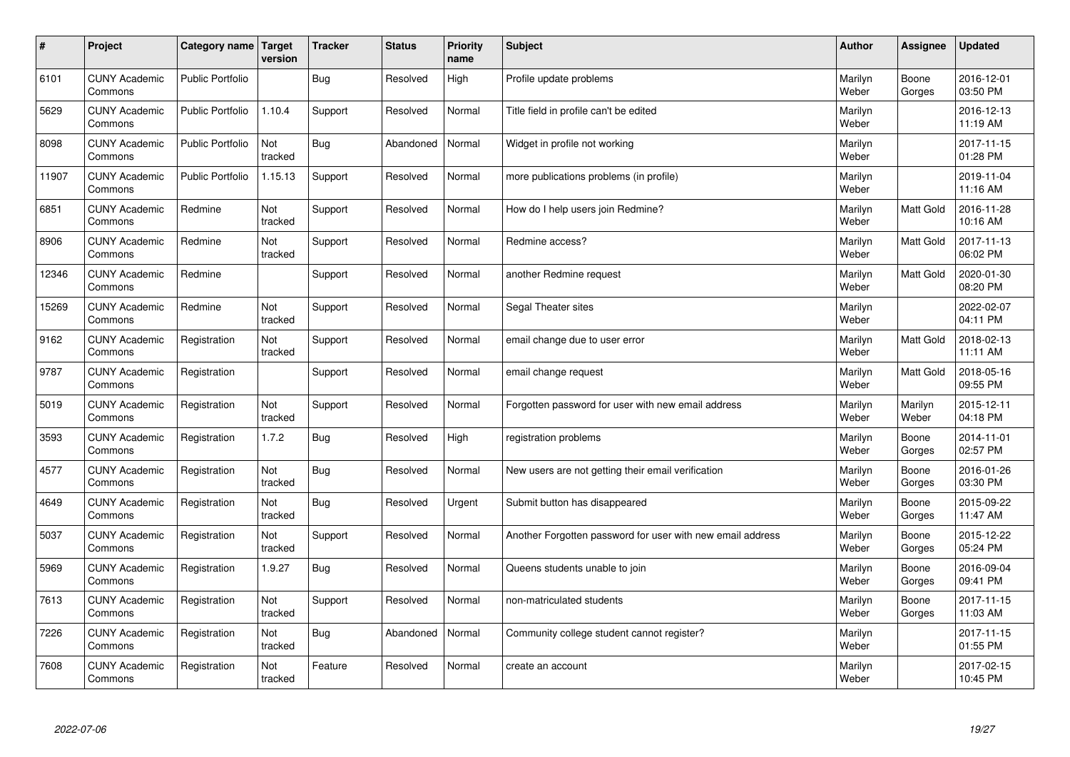| # | Project | Category name | Target version | Tracker | Status | Priority name | Subject | Author | Assignee | Updated |
|---|---|---|---|---|---|---|---|---|---|---|
| 6101 | CUNY Academic Commons | Public Portfolio | | Bug | Resolved | High | Profile update problems | Marilyn Weber | Boone Gorges | 2016-12-01 03:50 PM |
| 5629 | CUNY Academic Commons | Public Portfolio | 1.10.4 | Support | Resolved | Normal | Title field in profile can't be edited | Marilyn Weber | | 2016-12-13 11:19 AM |
| 8098 | CUNY Academic Commons | Public Portfolio | Not tracked | Bug | Abandoned | Normal | Widget in profile not working | Marilyn Weber | | 2017-11-15 01:28 PM |
| 11907 | CUNY Academic Commons | Public Portfolio | 1.15.13 | Support | Resolved | Normal | more publications problems (in profile) | Marilyn Weber | | 2019-11-04 11:16 AM |
| 6851 | CUNY Academic Commons | Redmine | Not tracked | Support | Resolved | Normal | How do I help users join Redmine? | Marilyn Weber | Matt Gold | 2016-11-28 10:16 AM |
| 8906 | CUNY Academic Commons | Redmine | Not tracked | Support | Resolved | Normal | Redmine access? | Marilyn Weber | Matt Gold | 2017-11-13 06:02 PM |
| 12346 | CUNY Academic Commons | Redmine | | Support | Resolved | Normal | another Redmine request | Marilyn Weber | Matt Gold | 2020-01-30 08:20 PM |
| 15269 | CUNY Academic Commons | Redmine | Not tracked | Support | Resolved | Normal | Segal Theater sites | Marilyn Weber | | 2022-02-07 04:11 PM |
| 9162 | CUNY Academic Commons | Registration | Not tracked | Support | Resolved | Normal | email change due to user error | Marilyn Weber | Matt Gold | 2018-02-13 11:11 AM |
| 9787 | CUNY Academic Commons | Registration | | Support | Resolved | Normal | email change request | Marilyn Weber | Matt Gold | 2018-05-16 09:55 PM |
| 5019 | CUNY Academic Commons | Registration | Not tracked | Support | Resolved | Normal | Forgotten password for user with new email address | Marilyn Weber | Marilyn Weber | 2015-12-11 04:18 PM |
| 3593 | CUNY Academic Commons | Registration | 1.7.2 | Bug | Resolved | High | registration problems | Marilyn Weber | Boone Gorges | 2014-11-01 02:57 PM |
| 4577 | CUNY Academic Commons | Registration | Not tracked | Bug | Resolved | Normal | New users are not getting their email verification | Marilyn Weber | Boone Gorges | 2016-01-26 03:30 PM |
| 4649 | CUNY Academic Commons | Registration | Not tracked | Bug | Resolved | Urgent | Submit button has disappeared | Marilyn Weber | Boone Gorges | 2015-09-22 11:47 AM |
| 5037 | CUNY Academic Commons | Registration | Not tracked | Support | Resolved | Normal | Another Forgotten password for user with new email address | Marilyn Weber | Boone Gorges | 2015-12-22 05:24 PM |
| 5969 | CUNY Academic Commons | Registration | 1.9.27 | Bug | Resolved | Normal | Queens students unable to join | Marilyn Weber | Boone Gorges | 2016-09-04 09:41 PM |
| 7613 | CUNY Academic Commons | Registration | Not tracked | Support | Resolved | Normal | non-matriculated students | Marilyn Weber | Boone Gorges | 2017-11-15 11:03 AM |
| 7226 | CUNY Academic Commons | Registration | Not tracked | Bug | Abandoned | Normal | Community college student cannot register? | Marilyn Weber | | 2017-11-15 01:55 PM |
| 7608 | CUNY Academic Commons | Registration | Not tracked | Feature | Resolved | Normal | create an account | Marilyn Weber | | 2017-02-15 10:45 PM |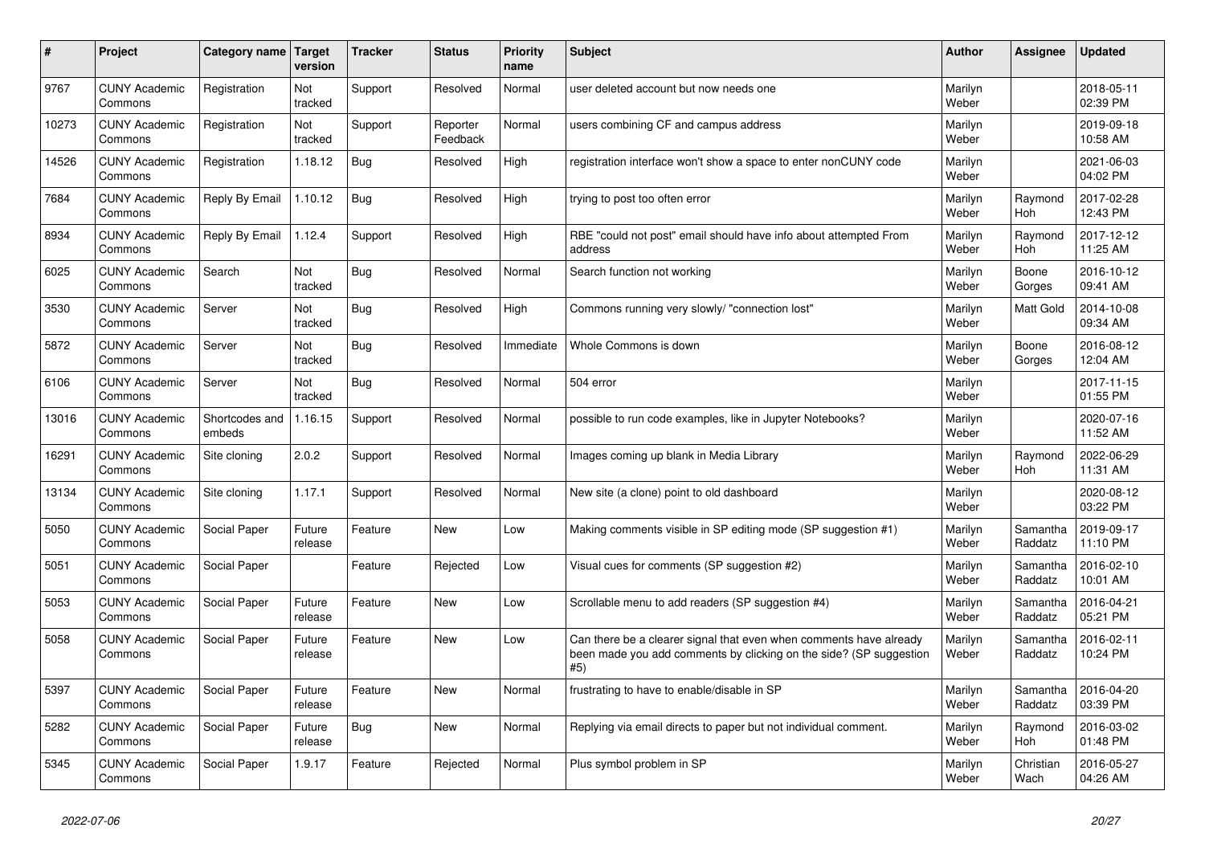| # | Project | Category name | Target version | Tracker | Status | Priority name | Subject | Author | Assignee | Updated |
|---|---|---|---|---|---|---|---|---|---|---|
| 9767 | CUNY Academic Commons | Registration | Not tracked | Support | Resolved | Normal | user deleted account but now needs one | Marilyn Weber | | 2018-05-11 02:39 PM |
| 10273 | CUNY Academic Commons | Registration | Not tracked | Support | Reporter Feedback | Normal | users combining CF and campus address | Marilyn Weber | | 2019-09-18 10:58 AM |
| 14526 | CUNY Academic Commons | Registration | 1.18.12 | Bug | Resolved | High | registration interface won't show a space to enter nonCUNY code | Marilyn Weber | | 2021-06-03 04:02 PM |
| 7684 | CUNY Academic Commons | Reply By Email | 1.10.12 | Bug | Resolved | High | trying to post too often error | Marilyn Weber | Raymond Hoh | 2017-02-28 12:43 PM |
| 8934 | CUNY Academic Commons | Reply By Email | 1.12.4 | Support | Resolved | High | RBE "could not post" email should have info about attempted From address | Marilyn Weber | Raymond Hoh | 2017-12-12 11:25 AM |
| 6025 | CUNY Academic Commons | Search | Not tracked | Bug | Resolved | Normal | Search function not working | Marilyn Weber | Boone Gorges | 2016-10-12 09:41 AM |
| 3530 | CUNY Academic Commons | Server | Not tracked | Bug | Resolved | High | Commons running very slowly/ "connection lost" | Marilyn Weber | Matt Gold | 2014-10-08 09:34 AM |
| 5872 | CUNY Academic Commons | Server | Not tracked | Bug | Resolved | Immediate | Whole Commons is down | Marilyn Weber | Boone Gorges | 2016-08-12 12:04 AM |
| 6106 | CUNY Academic Commons | Server | Not tracked | Bug | Resolved | Normal | 504 error | Marilyn Weber | | 2017-11-15 01:55 PM |
| 13016 | CUNY Academic Commons | Shortcodes and embeds | 1.16.15 | Support | Resolved | Normal | possible to run code examples, like in Jupyter Notebooks? | Marilyn Weber | | 2020-07-16 11:52 AM |
| 16291 | CUNY Academic Commons | Site cloning | 2.0.2 | Support | Resolved | Normal | Images coming up blank in Media Library | Marilyn Weber | Raymond Hoh | 2022-06-29 11:31 AM |
| 13134 | CUNY Academic Commons | Site cloning | 1.17.1 | Support | Resolved | Normal | New site (a clone) point to old dashboard | Marilyn Weber | | 2020-08-12 03:22 PM |
| 5050 | CUNY Academic Commons | Social Paper | Future release | Feature | New | Low | Making comments visible in SP editing mode (SP suggestion #1) | Marilyn Weber | Samantha Raddatz | 2019-09-17 11:10 PM |
| 5051 | CUNY Academic Commons | Social Paper | | Feature | Rejected | Low | Visual cues for comments (SP suggestion #2) | Marilyn Weber | Samantha Raddatz | 2016-02-10 10:01 AM |
| 5053 | CUNY Academic Commons | Social Paper | Future release | Feature | New | Low | Scrollable menu to add readers (SP suggestion #4) | Marilyn Weber | Samantha Raddatz | 2016-04-21 05:21 PM |
| 5058 | CUNY Academic Commons | Social Paper | Future release | Feature | New | Low | Can there be a clearer signal that even when comments have already been made you add comments by clicking on the side? (SP suggestion #5) | Marilyn Weber | Samantha Raddatz | 2016-02-11 10:24 PM |
| 5397 | CUNY Academic Commons | Social Paper | Future release | Feature | New | Normal | frustrating to have to enable/disable in SP | Marilyn Weber | Samantha Raddatz | 2016-04-20 03:39 PM |
| 5282 | CUNY Academic Commons | Social Paper | Future release | Bug | New | Normal | Replying via email directs to paper but not individual comment. | Marilyn Weber | Raymond Hoh | 2016-03-02 01:48 PM |
| 5345 | CUNY Academic Commons | Social Paper | 1.9.17 | Feature | Rejected | Normal | Plus symbol problem in SP | Marilyn Weber | Christian Wach | 2016-05-27 04:26 AM |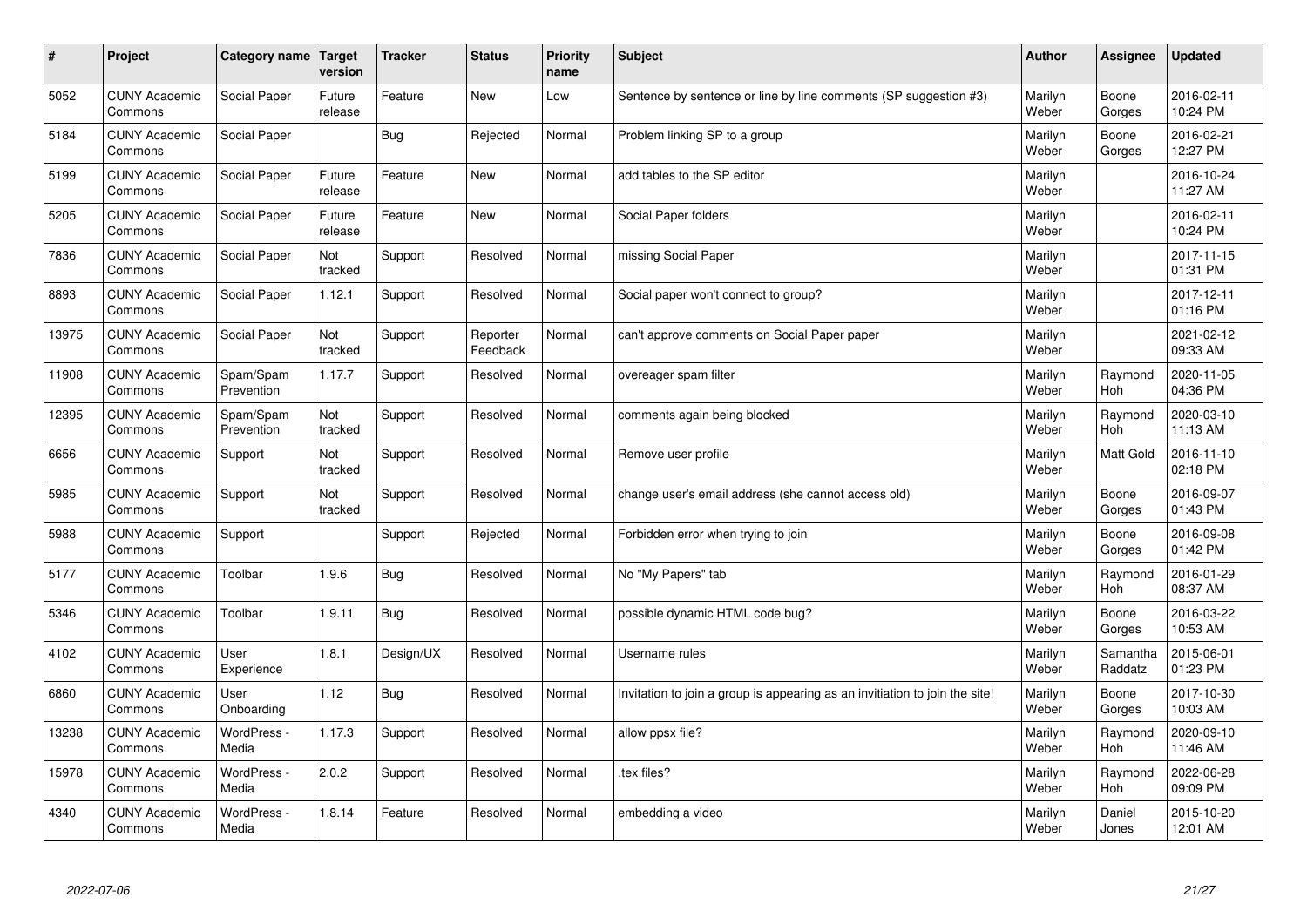| # | Project | Category name | Target version | Tracker | Status | Priority name | Subject | Author | Assignee | Updated |
|---|---|---|---|---|---|---|---|---|---|---|
| 5052 | CUNY Academic Commons | Social Paper | Future release | Feature | New | Low | Sentence by sentence or line by line comments (SP suggestion #3) | Marilyn Weber | Boone Gorges | 2016-02-11 10:24 PM |
| 5184 | CUNY Academic Commons | Social Paper | | Bug | Rejected | Normal | Problem linking SP to a group | Marilyn Weber | Boone Gorges | 2016-02-21 12:27 PM |
| 5199 | CUNY Academic Commons | Social Paper | Future release | Feature | New | Normal | add tables to the SP editor | Marilyn Weber | | 2016-10-24 11:27 AM |
| 5205 | CUNY Academic Commons | Social Paper | Future release | Feature | New | Normal | Social Paper folders | Marilyn Weber | | 2016-02-11 10:24 PM |
| 7836 | CUNY Academic Commons | Social Paper | Not tracked | Support | Resolved | Normal | missing Social Paper | Marilyn Weber | | 2017-11-15 01:31 PM |
| 8893 | CUNY Academic Commons | Social Paper | 1.12.1 | Support | Resolved | Normal | Social paper won't connect to group? | Marilyn Weber | | 2017-12-11 01:16 PM |
| 13975 | CUNY Academic Commons | Social Paper | Not tracked | Support | Reporter Feedback | Normal | can't approve comments on Social Paper paper | Marilyn Weber | | 2021-02-12 09:33 AM |
| 11908 | CUNY Academic Commons | Spam/Spam Prevention | 1.17.7 | Support | Resolved | Normal | overeager spam filter | Marilyn Weber | Raymond Hoh | 2020-11-05 04:36 PM |
| 12395 | CUNY Academic Commons | Spam/Spam Prevention | Not tracked | Support | Resolved | Normal | comments again being blocked | Marilyn Weber | Raymond Hoh | 2020-03-10 11:13 AM |
| 6656 | CUNY Academic Commons | Support | Not tracked | Support | Resolved | Normal | Remove user profile | Marilyn Weber | Matt Gold | 2016-11-10 02:18 PM |
| 5985 | CUNY Academic Commons | Support | Not tracked | Support | Resolved | Normal | change user's email address (she cannot access old) | Marilyn Weber | Boone Gorges | 2016-09-07 01:43 PM |
| 5988 | CUNY Academic Commons | Support | | Support | Rejected | Normal | Forbidden error when trying to join | Marilyn Weber | Boone Gorges | 2016-09-08 01:42 PM |
| 5177 | CUNY Academic Commons | Toolbar | 1.9.6 | Bug | Resolved | Normal | No "My Papers" tab | Marilyn Weber | Raymond Hoh | 2016-01-29 08:37 AM |
| 5346 | CUNY Academic Commons | Toolbar | 1.9.11 | Bug | Resolved | Normal | possible dynamic HTML code bug? | Marilyn Weber | Boone Gorges | 2016-03-22 10:53 AM |
| 4102 | CUNY Academic Commons | User Experience | 1.8.1 | Design/UX | Resolved | Normal | Username rules | Marilyn Weber | Samantha Raddatz | 2015-06-01 01:23 PM |
| 6860 | CUNY Academic Commons | User Onboarding | 1.12 | Bug | Resolved | Normal | Invitation to join a group is appearing as an invitiation to join the site! | Marilyn Weber | Boone Gorges | 2017-10-30 10:03 AM |
| 13238 | CUNY Academic Commons | WordPress - Media | 1.17.3 | Support | Resolved | Normal | allow ppsx file? | Marilyn Weber | Raymond Hoh | 2020-09-10 11:46 AM |
| 15978 | CUNY Academic Commons | WordPress - Media | 2.0.2 | Support | Resolved | Normal | .tex files? | Marilyn Weber | Raymond Hoh | 2022-06-28 09:09 PM |
| 4340 | CUNY Academic Commons | WordPress - Media | 1.8.14 | Feature | Resolved | Normal | embedding a video | Marilyn Weber | Daniel Jones | 2015-10-20 12:01 AM |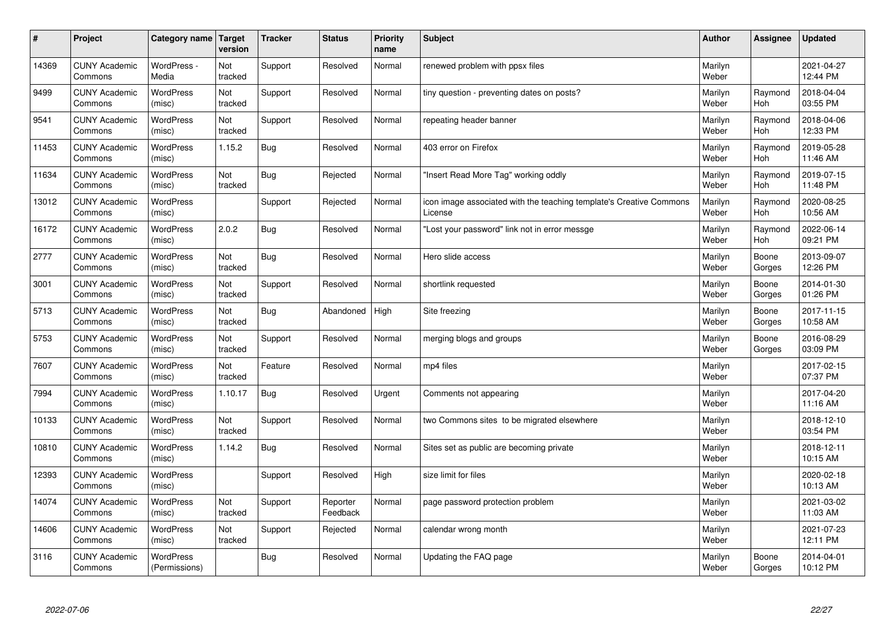| # | Project | Category name | Target version | Tracker | Status | Priority name | Subject | Author | Assignee | Updated |
|---|---|---|---|---|---|---|---|---|---|---|
| 14369 | CUNY Academic Commons | WordPress - Media | Not tracked | Support | Resolved | Normal | renewed problem with ppsx files | Marilyn Weber | | 2021-04-27 12:44 PM |
| 9499 | CUNY Academic Commons | WordPress (misc) | Not tracked | Support | Resolved | Normal | tiny question - preventing dates on posts? | Marilyn Weber | Raymond Hoh | 2018-04-04 03:55 PM |
| 9541 | CUNY Academic Commons | WordPress (misc) | Not tracked | Support | Resolved | Normal | repeating header banner | Marilyn Weber | Raymond Hoh | 2018-04-06 12:33 PM |
| 11453 | CUNY Academic Commons | WordPress (misc) | 1.15.2 | Bug | Resolved | Normal | 403 error on Firefox | Marilyn Weber | Raymond Hoh | 2019-05-28 11:46 AM |
| 11634 | CUNY Academic Commons | WordPress (misc) | Not tracked | Bug | Rejected | Normal | "Insert Read More Tag" working oddly | Marilyn Weber | Raymond Hoh | 2019-07-15 11:48 PM |
| 13012 | CUNY Academic Commons | WordPress (misc) | | Support | Rejected | Normal | icon image associated with the teaching template's Creative Commons License | Marilyn Weber | Raymond Hoh | 2020-08-25 10:56 AM |
| 16172 | CUNY Academic Commons | WordPress (misc) | 2.0.2 | Bug | Resolved | Normal | "Lost your password" link not in error messge | Marilyn Weber | Raymond Hoh | 2022-06-14 09:21 PM |
| 2777 | CUNY Academic Commons | WordPress (misc) | Not tracked | Bug | Resolved | Normal | Hero slide access | Marilyn Weber | Boone Gorges | 2013-09-07 12:26 PM |
| 3001 | CUNY Academic Commons | WordPress (misc) | Not tracked | Support | Resolved | Normal | shortlink requested | Marilyn Weber | Boone Gorges | 2014-01-30 01:26 PM |
| 5713 | CUNY Academic Commons | WordPress (misc) | Not tracked | Bug | Abandoned | High | Site freezing | Marilyn Weber | Boone Gorges | 2017-11-15 10:58 AM |
| 5753 | CUNY Academic Commons | WordPress (misc) | Not tracked | Support | Resolved | Normal | merging blogs and groups | Marilyn Weber | Boone Gorges | 2016-08-29 03:09 PM |
| 7607 | CUNY Academic Commons | WordPress (misc) | Not tracked | Feature | Resolved | Normal | mp4 files | Marilyn Weber | | 2017-02-15 07:37 PM |
| 7994 | CUNY Academic Commons | WordPress (misc) | 1.10.17 | Bug | Resolved | Urgent | Comments not appearing | Marilyn Weber | | 2017-04-20 11:16 AM |
| 10133 | CUNY Academic Commons | WordPress (misc) | Not tracked | Support | Resolved | Normal | two Commons sites to be migrated elsewhere | Marilyn Weber | | 2018-12-10 03:54 PM |
| 10810 | CUNY Academic Commons | WordPress (misc) | 1.14.2 | Bug | Resolved | Normal | Sites set as public are becoming private | Marilyn Weber | | 2018-12-11 10:15 AM |
| 12393 | CUNY Academic Commons | WordPress (misc) | | Support | Resolved | High | size limit for files | Marilyn Weber | | 2020-02-18 10:13 AM |
| 14074 | CUNY Academic Commons | WordPress (misc) | Not tracked | Support | Reporter Feedback | Normal | page password protection problem | Marilyn Weber | | 2021-03-02 11:03 AM |
| 14606 | CUNY Academic Commons | WordPress (misc) | Not tracked | Support | Rejected | Normal | calendar wrong month | Marilyn Weber | | 2021-07-23 12:11 PM |
| 3116 | CUNY Academic Commons | WordPress (Permissions) | | Bug | Resolved | Normal | Updating the FAQ page | Marilyn Weber | Boone Gorges | 2014-04-01 10:12 PM |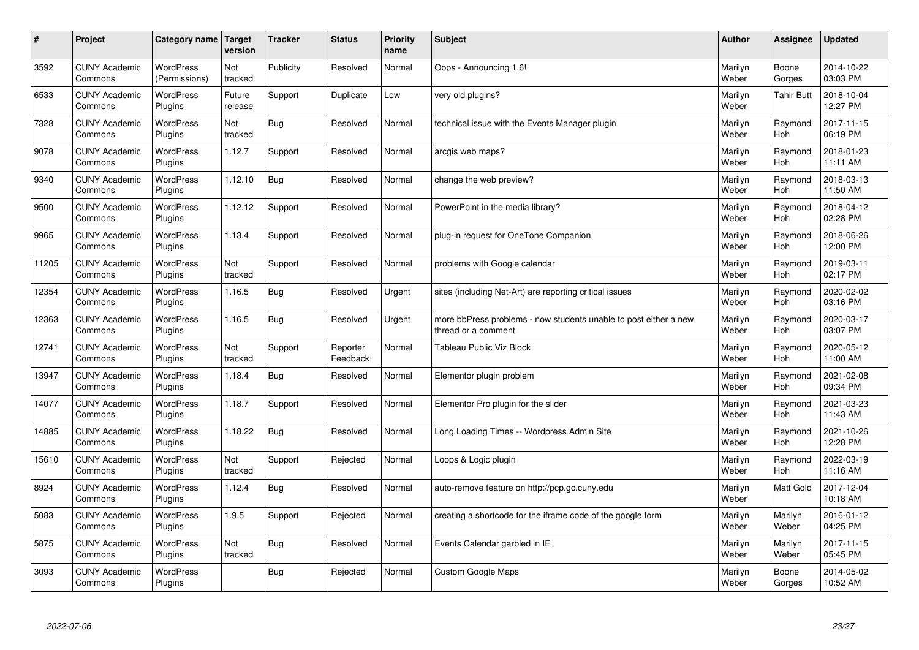| # | Project | Category name | Target version | Tracker | Status | Priority name | Subject | Author | Assignee | Updated |
|---|---|---|---|---|---|---|---|---|---|---|
| 3592 | CUNY Academic Commons | WordPress (Permissions) | Not tracked | Publicity | Resolved | Normal | Oops - Announcing 1.6! | Marilyn Weber | Boone Gorges | 2014-10-22 03:03 PM |
| 6533 | CUNY Academic Commons | WordPress Plugins | Future release | Support | Duplicate | Low | very old plugins? | Marilyn Weber | Tahir Butt | 2018-10-04 12:27 PM |
| 7328 | CUNY Academic Commons | WordPress Plugins | Not tracked | Bug | Resolved | Normal | technical issue with the Events Manager plugin | Marilyn Weber | Raymond Hoh | 2017-11-15 06:19 PM |
| 9078 | CUNY Academic Commons | WordPress Plugins | 1.12.7 | Support | Resolved | Normal | arcgis web maps? | Marilyn Weber | Raymond Hoh | 2018-01-23 11:11 AM |
| 9340 | CUNY Academic Commons | WordPress Plugins | 1.12.10 | Bug | Resolved | Normal | change the web preview? | Marilyn Weber | Raymond Hoh | 2018-03-13 11:50 AM |
| 9500 | CUNY Academic Commons | WordPress Plugins | 1.12.12 | Support | Resolved | Normal | PowerPoint in the media library? | Marilyn Weber | Raymond Hoh | 2018-04-12 02:28 PM |
| 9965 | CUNY Academic Commons | WordPress Plugins | 1.13.4 | Support | Resolved | Normal | plug-in request for OneTone Companion | Marilyn Weber | Raymond Hoh | 2018-06-26 12:00 PM |
| 11205 | CUNY Academic Commons | WordPress Plugins | Not tracked | Support | Resolved | Normal | problems with Google calendar | Marilyn Weber | Raymond Hoh | 2019-03-11 02:17 PM |
| 12354 | CUNY Academic Commons | WordPress Plugins | 1.16.5 | Bug | Resolved | Urgent | sites (including Net-Art) are reporting critical issues | Marilyn Weber | Raymond Hoh | 2020-02-02 03:16 PM |
| 12363 | CUNY Academic Commons | WordPress Plugins | 1.16.5 | Bug | Resolved | Urgent | more bbPress problems - now students unable to post either a new thread or a comment | Marilyn Weber | Raymond Hoh | 2020-03-17 03:07 PM |
| 12741 | CUNY Academic Commons | WordPress Plugins | Not tracked | Support | Reporter Feedback | Normal | Tableau Public Viz Block | Marilyn Weber | Raymond Hoh | 2020-05-12 11:00 AM |
| 13947 | CUNY Academic Commons | WordPress Plugins | 1.18.4 | Bug | Resolved | Normal | Elementor plugin problem | Marilyn Weber | Raymond Hoh | 2021-02-08 09:34 PM |
| 14077 | CUNY Academic Commons | WordPress Plugins | 1.18.7 | Support | Resolved | Normal | Elementor Pro plugin for the slider | Marilyn Weber | Raymond Hoh | 2021-03-23 11:43 AM |
| 14885 | CUNY Academic Commons | WordPress Plugins | 1.18.22 | Bug | Resolved | Normal | Long Loading Times -- Wordpress Admin Site | Marilyn Weber | Raymond Hoh | 2021-10-26 12:28 PM |
| 15610 | CUNY Academic Commons | WordPress Plugins | Not tracked | Support | Rejected | Normal | Loops & Logic plugin | Marilyn Weber | Raymond Hoh | 2022-03-19 11:16 AM |
| 8924 | CUNY Academic Commons | WordPress Plugins | 1.12.4 | Bug | Resolved | Normal | auto-remove feature on http://pcp.gc.cuny.edu | Marilyn Weber | Matt Gold | 2017-12-04 10:18 AM |
| 5083 | CUNY Academic Commons | WordPress Plugins | 1.9.5 | Support | Rejected | Normal | creating a shortcode for the iframe code of the google form | Marilyn Weber | Marilyn Weber | 2016-01-12 04:25 PM |
| 5875 | CUNY Academic Commons | WordPress Plugins | Not tracked | Bug | Resolved | Normal | Events Calendar garbled in IE | Marilyn Weber | Marilyn Weber | 2017-11-15 05:45 PM |
| 3093 | CUNY Academic Commons | WordPress Plugins | | Bug | Rejected | Normal | Custom Google Maps | Marilyn Weber | Boone Gorges | 2014-05-02 10:52 AM |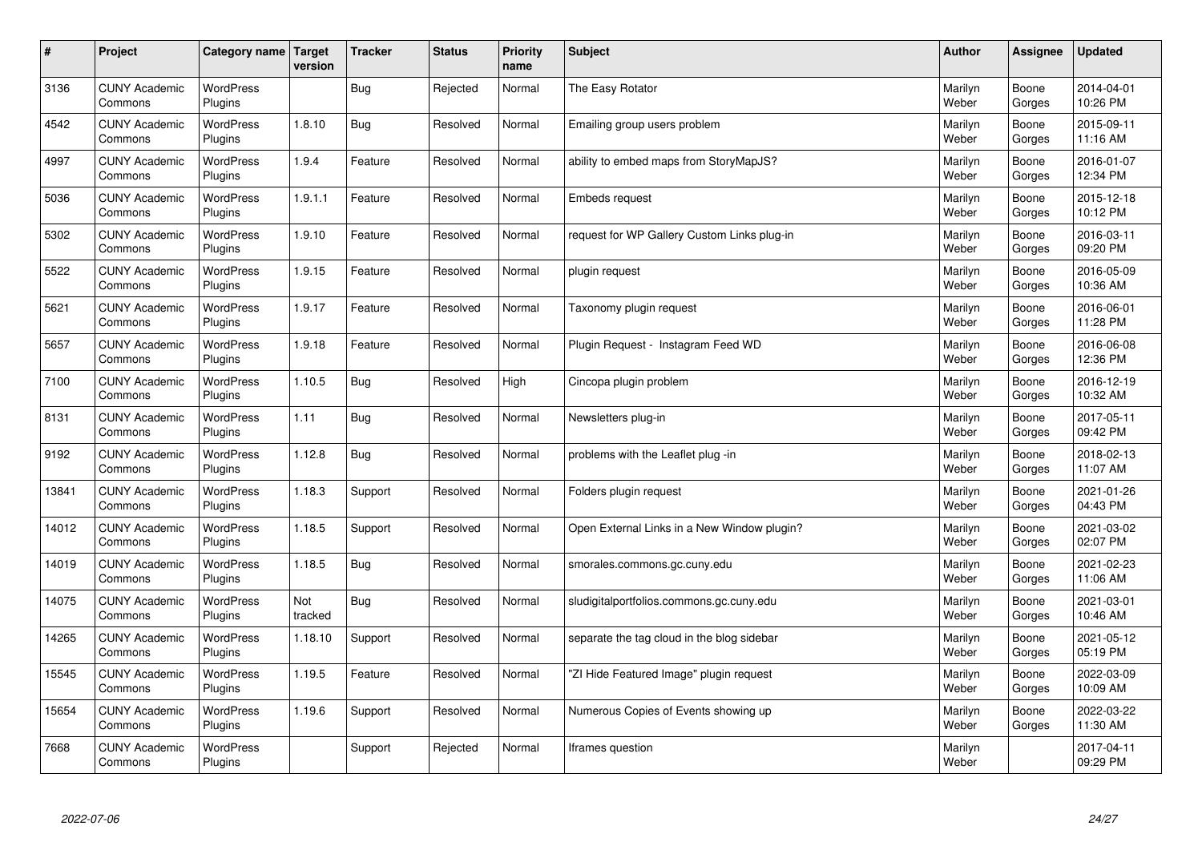| # | Project | Category name | Target version | Tracker | Status | Priority name | Subject | Author | Assignee | Updated |
|---|---|---|---|---|---|---|---|---|---|---|
| 3136 | CUNY Academic Commons | WordPress Plugins | | Bug | Rejected | Normal | The Easy Rotator | Marilyn Weber | Boone Gorges | 2014-04-01 10:26 PM |
| 4542 | CUNY Academic Commons | WordPress Plugins | 1.8.10 | Bug | Resolved | Normal | Emailing group users problem | Marilyn Weber | Boone Gorges | 2015-09-11 11:16 AM |
| 4997 | CUNY Academic Commons | WordPress Plugins | 1.9.4 | Feature | Resolved | Normal | ability to embed maps from StoryMapJS? | Marilyn Weber | Boone Gorges | 2016-01-07 12:34 PM |
| 5036 | CUNY Academic Commons | WordPress Plugins | 1.9.1.1 | Feature | Resolved | Normal | Embeds request | Marilyn Weber | Boone Gorges | 2015-12-18 10:12 PM |
| 5302 | CUNY Academic Commons | WordPress Plugins | 1.9.10 | Feature | Resolved | Normal | request for WP Gallery Custom Links plug-in | Marilyn Weber | Boone Gorges | 2016-03-11 09:20 PM |
| 5522 | CUNY Academic Commons | WordPress Plugins | 1.9.15 | Feature | Resolved | Normal | plugin request | Marilyn Weber | Boone Gorges | 2016-05-09 10:36 AM |
| 5621 | CUNY Academic Commons | WordPress Plugins | 1.9.17 | Feature | Resolved | Normal | Taxonomy plugin request | Marilyn Weber | Boone Gorges | 2016-06-01 11:28 PM |
| 5657 | CUNY Academic Commons | WordPress Plugins | 1.9.18 | Feature | Resolved | Normal | Plugin Request - Instagram Feed WD | Marilyn Weber | Boone Gorges | 2016-06-08 12:36 PM |
| 7100 | CUNY Academic Commons | WordPress Plugins | 1.10.5 | Bug | Resolved | High | Cincopa plugin problem | Marilyn Weber | Boone Gorges | 2016-12-19 10:32 AM |
| 8131 | CUNY Academic Commons | WordPress Plugins | 1.11 | Bug | Resolved | Normal | Newsletters plug-in | Marilyn Weber | Boone Gorges | 2017-05-11 09:42 PM |
| 9192 | CUNY Academic Commons | WordPress Plugins | 1.12.8 | Bug | Resolved | Normal | problems with the Leaflet plug -in | Marilyn Weber | Boone Gorges | 2018-02-13 11:07 AM |
| 13841 | CUNY Academic Commons | WordPress Plugins | 1.18.3 | Support | Resolved | Normal | Folders plugin request | Marilyn Weber | Boone Gorges | 2021-01-26 04:43 PM |
| 14012 | CUNY Academic Commons | WordPress Plugins | 1.18.5 | Support | Resolved | Normal | Open External Links in a New Window plugin? | Marilyn Weber | Boone Gorges | 2021-03-02 02:07 PM |
| 14019 | CUNY Academic Commons | WordPress Plugins | 1.18.5 | Bug | Resolved | Normal | smorales.commons.gc.cuny.edu | Marilyn Weber | Boone Gorges | 2021-02-23 11:06 AM |
| 14075 | CUNY Academic Commons | WordPress Plugins | Not tracked | Bug | Resolved | Normal | sludigitalportfolios.commons.gc.cuny.edu | Marilyn Weber | Boone Gorges | 2021-03-01 10:46 AM |
| 14265 | CUNY Academic Commons | WordPress Plugins | 1.18.10 | Support | Resolved | Normal | separate the tag cloud in the blog sidebar | Marilyn Weber | Boone Gorges | 2021-05-12 05:19 PM |
| 15545 | CUNY Academic Commons | WordPress Plugins | 1.19.5 | Feature | Resolved | Normal | "ZI Hide Featured Image" plugin request | Marilyn Weber | Boone Gorges | 2022-03-09 10:09 AM |
| 15654 | CUNY Academic Commons | WordPress Plugins | 1.19.6 | Support | Resolved | Normal | Numerous Copies of Events showing up | Marilyn Weber | Boone Gorges | 2022-03-22 11:30 AM |
| 7668 | CUNY Academic Commons | WordPress Plugins | | Support | Rejected | Normal | Iframes question | Marilyn Weber | | 2017-04-11 09:29 PM |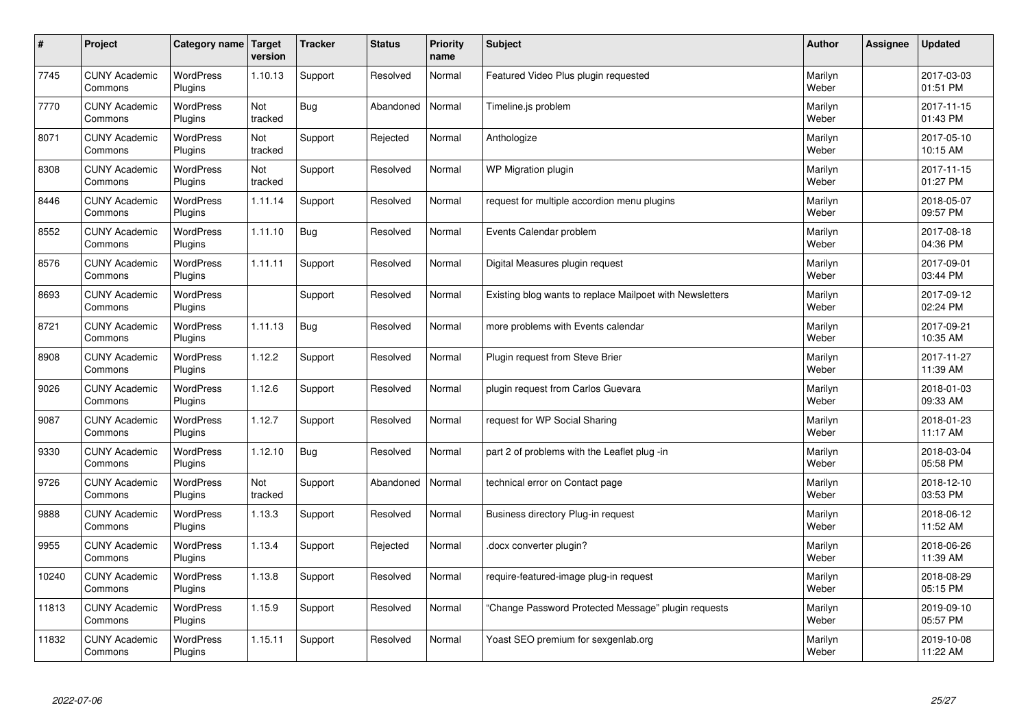| # | Project | Category name | Target version | Tracker | Status | Priority name | Subject | Author | Assignee | Updated |
|---|---|---|---|---|---|---|---|---|---|---|
| 7745 | CUNY Academic Commons | WordPress Plugins | 1.10.13 | Support | Resolved | Normal | Featured Video Plus plugin requested | Marilyn Weber | | 2017-03-03 01:51 PM |
| 7770 | CUNY Academic Commons | WordPress Plugins | Not tracked | Bug | Abandoned | Normal | Timeline.js problem | Marilyn Weber | | 2017-11-15 01:43 PM |
| 8071 | CUNY Academic Commons | WordPress Plugins | Not tracked | Support | Rejected | Normal | Anthologize | Marilyn Weber | | 2017-05-10 10:15 AM |
| 8308 | CUNY Academic Commons | WordPress Plugins | Not tracked | Support | Resolved | Normal | WP Migration plugin | Marilyn Weber | | 2017-11-15 01:27 PM |
| 8446 | CUNY Academic Commons | WordPress Plugins | 1.11.14 | Support | Resolved | Normal | request for multiple accordion menu plugins | Marilyn Weber | | 2018-05-07 09:57 PM |
| 8552 | CUNY Academic Commons | WordPress Plugins | 1.11.10 | Bug | Resolved | Normal | Events Calendar problem | Marilyn Weber | | 2017-08-18 04:36 PM |
| 8576 | CUNY Academic Commons | WordPress Plugins | 1.11.11 | Support | Resolved | Normal | Digital Measures plugin request | Marilyn Weber | | 2017-09-01 03:44 PM |
| 8693 | CUNY Academic Commons | WordPress Plugins | | Support | Resolved | Normal | Existing blog wants to replace Mailpoet with Newsletters | Marilyn Weber | | 2017-09-12 02:24 PM |
| 8721 | CUNY Academic Commons | WordPress Plugins | 1.11.13 | Bug | Resolved | Normal | more problems with Events calendar | Marilyn Weber | | 2017-09-21 10:35 AM |
| 8908 | CUNY Academic Commons | WordPress Plugins | 1.12.2 | Support | Resolved | Normal | Plugin request from Steve Brier | Marilyn Weber | | 2017-11-27 11:39 AM |
| 9026 | CUNY Academic Commons | WordPress Plugins | 1.12.6 | Support | Resolved | Normal | plugin request from Carlos Guevara | Marilyn Weber | | 2018-01-03 09:33 AM |
| 9087 | CUNY Academic Commons | WordPress Plugins | 1.12.7 | Support | Resolved | Normal | request for WP Social Sharing | Marilyn Weber | | 2018-01-23 11:17 AM |
| 9330 | CUNY Academic Commons | WordPress Plugins | 1.12.10 | Bug | Resolved | Normal | part 2 of problems with the Leaflet plug -in | Marilyn Weber | | 2018-03-04 05:58 PM |
| 9726 | CUNY Academic Commons | WordPress Plugins | Not tracked | Support | Abandoned | Normal | technical error on Contact page | Marilyn Weber | | 2018-12-10 03:53 PM |
| 9888 | CUNY Academic Commons | WordPress Plugins | 1.13.3 | Support | Resolved | Normal | Business directory Plug-in request | Marilyn Weber | | 2018-06-12 11:52 AM |
| 9955 | CUNY Academic Commons | WordPress Plugins | 1.13.4 | Support | Rejected | Normal | .docx converter plugin? | Marilyn Weber | | 2018-06-26 11:39 AM |
| 10240 | CUNY Academic Commons | WordPress Plugins | 1.13.8 | Support | Resolved | Normal | require-featured-image plug-in request | Marilyn Weber | | 2018-08-29 05:15 PM |
| 11813 | CUNY Academic Commons | WordPress Plugins | 1.15.9 | Support | Resolved | Normal | “Change Password Protected Message” plugin requests | Marilyn Weber | | 2019-09-10 05:57 PM |
| 11832 | CUNY Academic Commons | WordPress Plugins | 1.15.11 | Support | Resolved | Normal | Yoast SEO premium for sexgenlab.org | Marilyn Weber | | 2019-10-08 11:22 AM |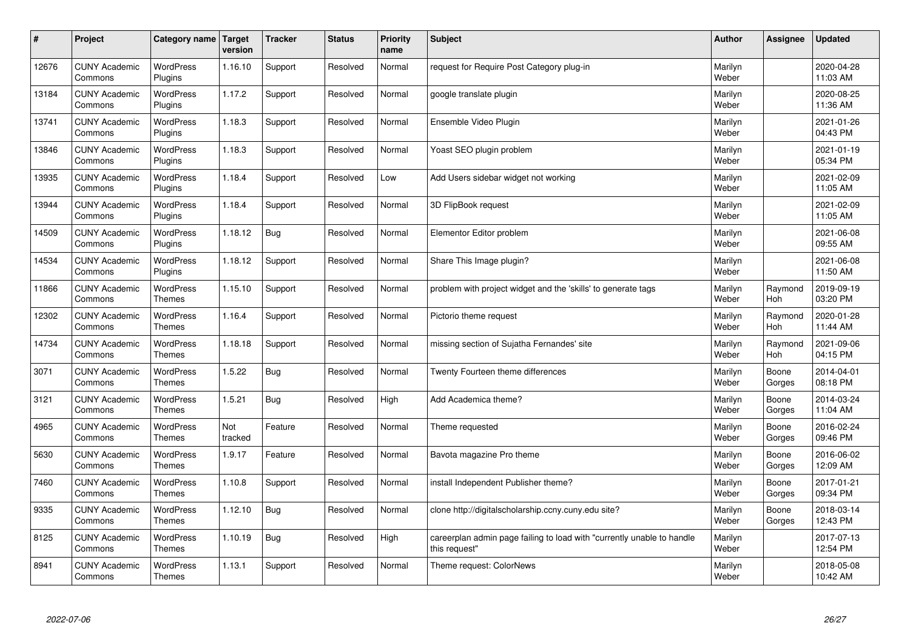| # | Project | Category name | Target version | Tracker | Status | Priority name | Subject | Author | Assignee | Updated |
|---|---|---|---|---|---|---|---|---|---|---|
| 12676 | CUNY Academic Commons | WordPress Plugins | 1.16.10 | Support | Resolved | Normal | request for Require Post Category plug-in | Marilyn Weber | | 2020-04-28 11:03 AM |
| 13184 | CUNY Academic Commons | WordPress Plugins | 1.17.2 | Support | Resolved | Normal | google translate plugin | Marilyn Weber | | 2020-08-25 11:36 AM |
| 13741 | CUNY Academic Commons | WordPress Plugins | 1.18.3 | Support | Resolved | Normal | Ensemble Video Plugin | Marilyn Weber | | 2021-01-26 04:43 PM |
| 13846 | CUNY Academic Commons | WordPress Plugins | 1.18.3 | Support | Resolved | Normal | Yoast SEO plugin problem | Marilyn Weber | | 2021-01-19 05:34 PM |
| 13935 | CUNY Academic Commons | WordPress Plugins | 1.18.4 | Support | Resolved | Low | Add Users sidebar widget not working | Marilyn Weber | | 2021-02-09 11:05 AM |
| 13944 | CUNY Academic Commons | WordPress Plugins | 1.18.4 | Support | Resolved | Normal | 3D FlipBook request | Marilyn Weber | | 2021-02-09 11:05 AM |
| 14509 | CUNY Academic Commons | WordPress Plugins | 1.18.12 | Bug | Resolved | Normal | Elementor Editor problem | Marilyn Weber | | 2021-06-08 09:55 AM |
| 14534 | CUNY Academic Commons | WordPress Plugins | 1.18.12 | Support | Resolved | Normal | Share This Image plugin? | Marilyn Weber | | 2021-06-08 11:50 AM |
| 11866 | CUNY Academic Commons | WordPress Themes | 1.15.10 | Support | Resolved | Normal | problem with project widget and the 'skills' to generate tags | Marilyn Weber | Raymond Hoh | 2019-09-19 03:20 PM |
| 12302 | CUNY Academic Commons | WordPress Themes | 1.16.4 | Support | Resolved | Normal | Pictorio theme request | Marilyn Weber | Raymond Hoh | 2020-01-28 11:44 AM |
| 14734 | CUNY Academic Commons | WordPress Themes | 1.18.18 | Support | Resolved | Normal | missing section of Sujatha Fernandes' site | Marilyn Weber | Raymond Hoh | 2021-09-06 04:15 PM |
| 3071 | CUNY Academic Commons | WordPress Themes | 1.5.22 | Bug | Resolved | Normal | Twenty Fourteen theme differences | Marilyn Weber | Boone Gorges | 2014-04-01 08:18 PM |
| 3121 | CUNY Academic Commons | WordPress Themes | 1.5.21 | Bug | Resolved | High | Add Academica theme? | Marilyn Weber | Boone Gorges | 2014-03-24 11:04 AM |
| 4965 | CUNY Academic Commons | WordPress Themes | Not tracked | Feature | Resolved | Normal | Theme requested | Marilyn Weber | Boone Gorges | 2016-02-24 09:46 PM |
| 5630 | CUNY Academic Commons | WordPress Themes | 1.9.17 | Feature | Resolved | Normal | Bavota magazine Pro theme | Marilyn Weber | Boone Gorges | 2016-06-02 12:09 AM |
| 7460 | CUNY Academic Commons | WordPress Themes | 1.10.8 | Support | Resolved | Normal | install Independent Publisher theme? | Marilyn Weber | Boone Gorges | 2017-01-21 09:34 PM |
| 9335 | CUNY Academic Commons | WordPress Themes | 1.12.10 | Bug | Resolved | Normal | clone http://digitalscholarship.ccny.cuny.edu site? | Marilyn Weber | Boone Gorges | 2018-03-14 12:43 PM |
| 8125 | CUNY Academic Commons | WordPress Themes | 1.10.19 | Bug | Resolved | High | careerplan admin page failing to load with "currently unable to handle this request" | Marilyn Weber | | 2017-07-13 12:54 PM |
| 8941 | CUNY Academic Commons | WordPress Themes | 1.13.1 | Support | Resolved | Normal | Theme request: ColorNews | Marilyn Weber | | 2018-05-08 10:42 AM |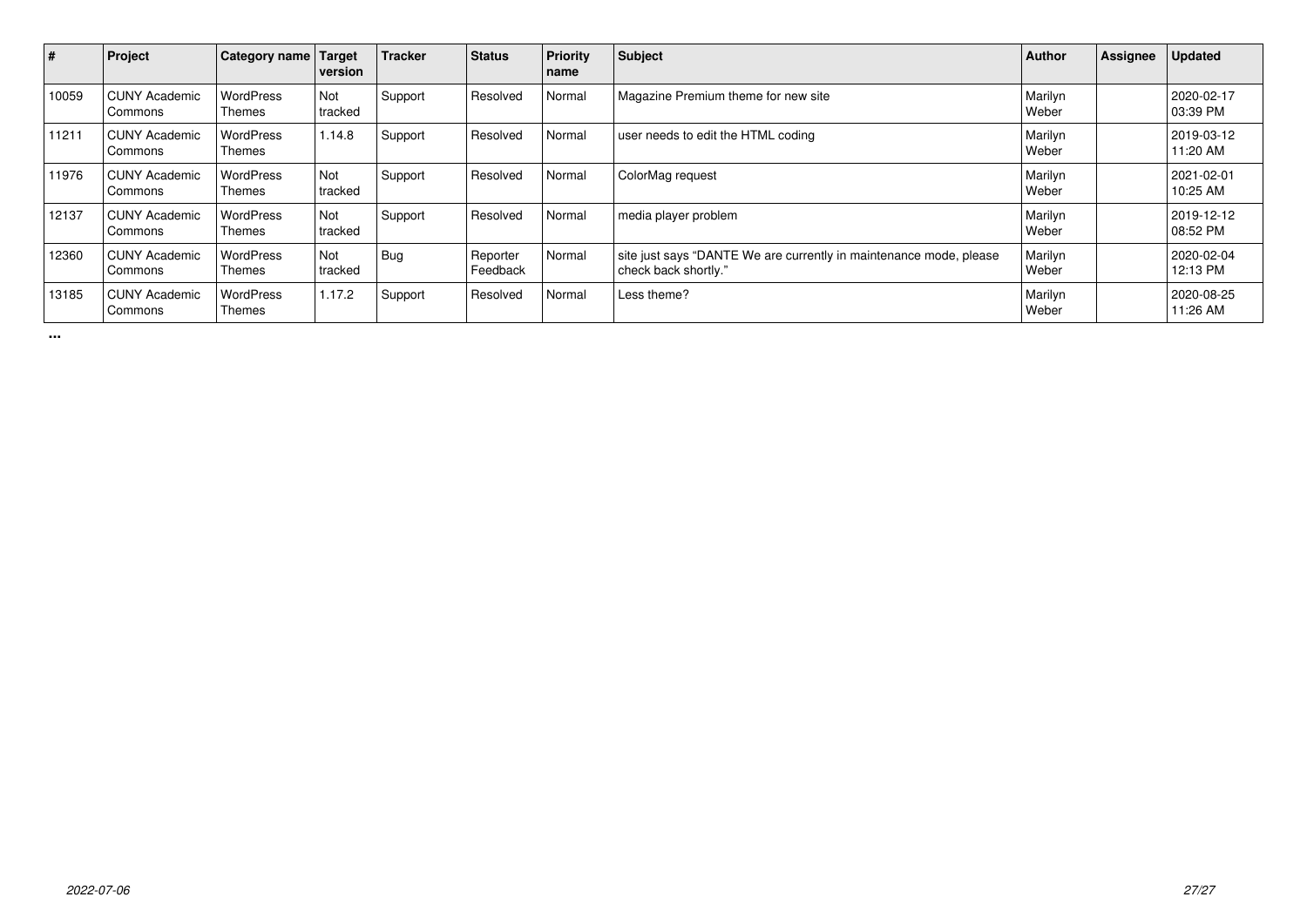| # | Project | Category name | Target version | Tracker | Status | Priority name | Subject | Author | Assignee | Updated |
|---|---|---|---|---|---|---|---|---|---|---|
| 10059 | CUNY Academic Commons | WordPress Themes | Not tracked | Support | Resolved | Normal | Magazine Premium theme for new site | Marilyn Weber | | 2020-02-17 03:39 PM |
| 11211 | CUNY Academic Commons | WordPress Themes | 1.14.8 | Support | Resolved | Normal | user needs to edit the HTML coding | Marilyn Weber | | 2019-03-12 11:20 AM |
| 11976 | CUNY Academic Commons | WordPress Themes | Not tracked | Support | Resolved | Normal | ColorMag request | Marilyn Weber | | 2021-02-01 10:25 AM |
| 12137 | CUNY Academic Commons | WordPress Themes | Not tracked | Support | Resolved | Normal | media player problem | Marilyn Weber | | 2019-12-12 08:52 PM |
| 12360 | CUNY Academic Commons | WordPress Themes | Not tracked | Bug | Reporter Feedback | Normal | site just says "DANTE We are currently in maintenance mode, please check back shortly." | Marilyn Weber | | 2020-02-04 12:13 PM |
| 13185 | CUNY Academic Commons | WordPress Themes | 1.17.2 | Support | Resolved | Normal | Less theme? | Marilyn Weber | | 2020-08-25 11:26 AM |

...